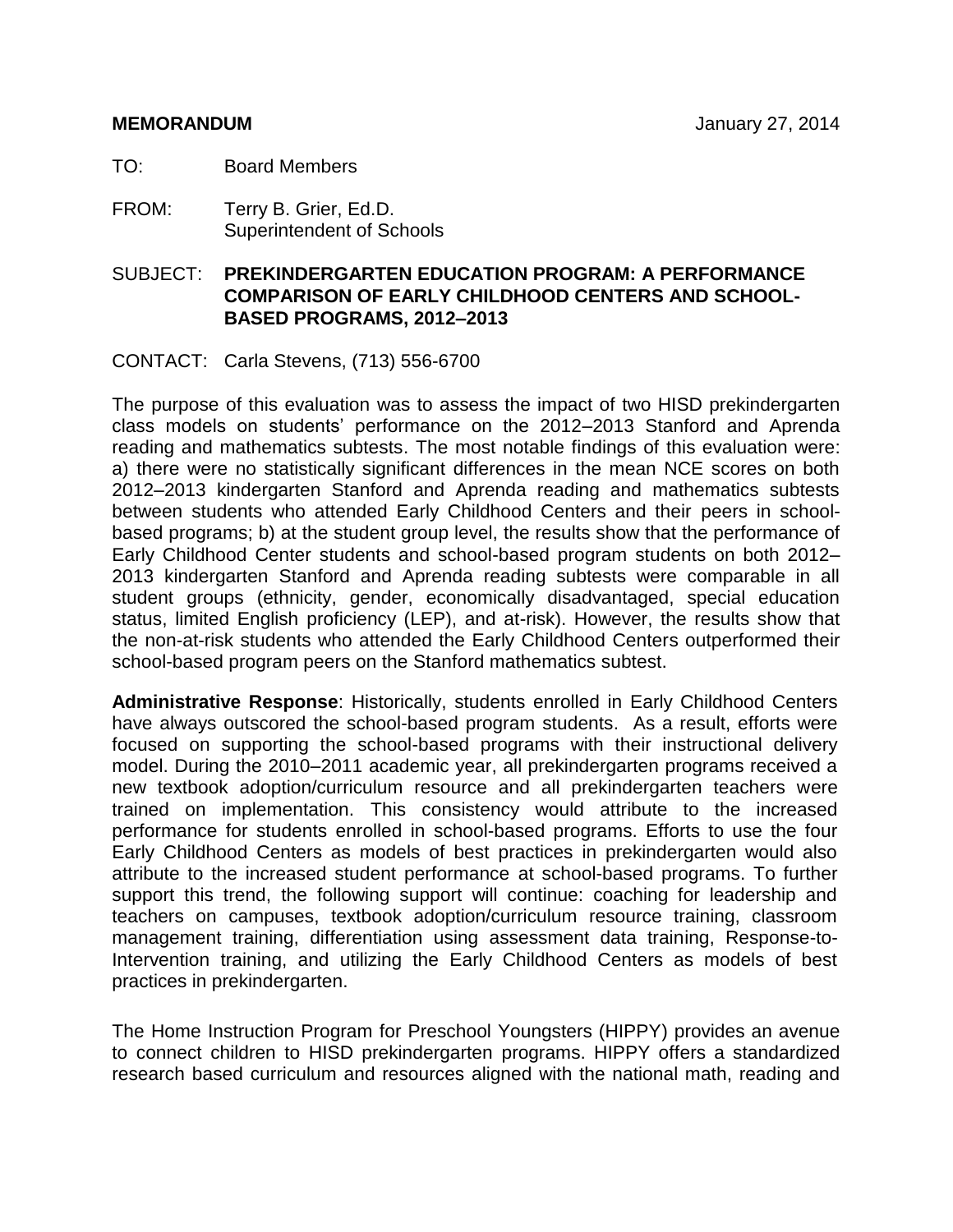**MEMORANDUM** January 27, 2014

TO: Board Members

FROM: Terry B. Grier, Ed.D.
Superintendent of Schools

SUBJECT: **PREKINDERGARTEN EDUCATION PROGRAM: A PERFORMANCE COMPARISON OF EARLY CHILDHOOD CENTERS AND SCHOOL-BASED PROGRAMS, 2012–2013**

CONTACT: Carla Stevens, (713) 556-6700

The purpose of this evaluation was to assess the impact of two HISD prekindergarten class models on students' performance on the 2012–2013 Stanford and Aprenda reading and mathematics subtests. The most notable findings of this evaluation were: a) there were no statistically significant differences in the mean NCE scores on both 2012–2013 kindergarten Stanford and Aprenda reading and mathematics subtests between students who attended Early Childhood Centers and their peers in school-based programs; b) at the student group level, the results show that the performance of Early Childhood Center students and school-based program students on both 2012–2013 kindergarten Stanford and Aprenda reading subtests were comparable in all student groups (ethnicity, gender, economically disadvantaged, special education status, limited English proficiency (LEP), and at-risk). However, the results show that the non-at-risk students who attended the Early Childhood Centers outperformed their school-based program peers on the Stanford mathematics subtest.

**Administrative Response**: Historically, students enrolled in Early Childhood Centers have always outscored the school-based program students. As a result, efforts were focused on supporting the school-based programs with their instructional delivery model. During the 2010–2011 academic year, all prekindergarten programs received a new textbook adoption/curriculum resource and all prekindergarten teachers were trained on implementation. This consistency would attribute to the increased performance for students enrolled in school-based programs. Efforts to use the four Early Childhood Centers as models of best practices in prekindergarten would also attribute to the increased student performance at school-based programs. To further support this trend, the following support will continue: coaching for leadership and teachers on campuses, textbook adoption/curriculum resource training, classroom management training, differentiation using assessment data training, Response-to-Intervention training, and utilizing the Early Childhood Centers as models of best practices in prekindergarten.

The Home Instruction Program for Preschool Youngsters (HIPPY) provides an avenue to connect children to HISD prekindergarten programs. HIPPY offers a standardized research based curriculum and resources aligned with the national math, reading and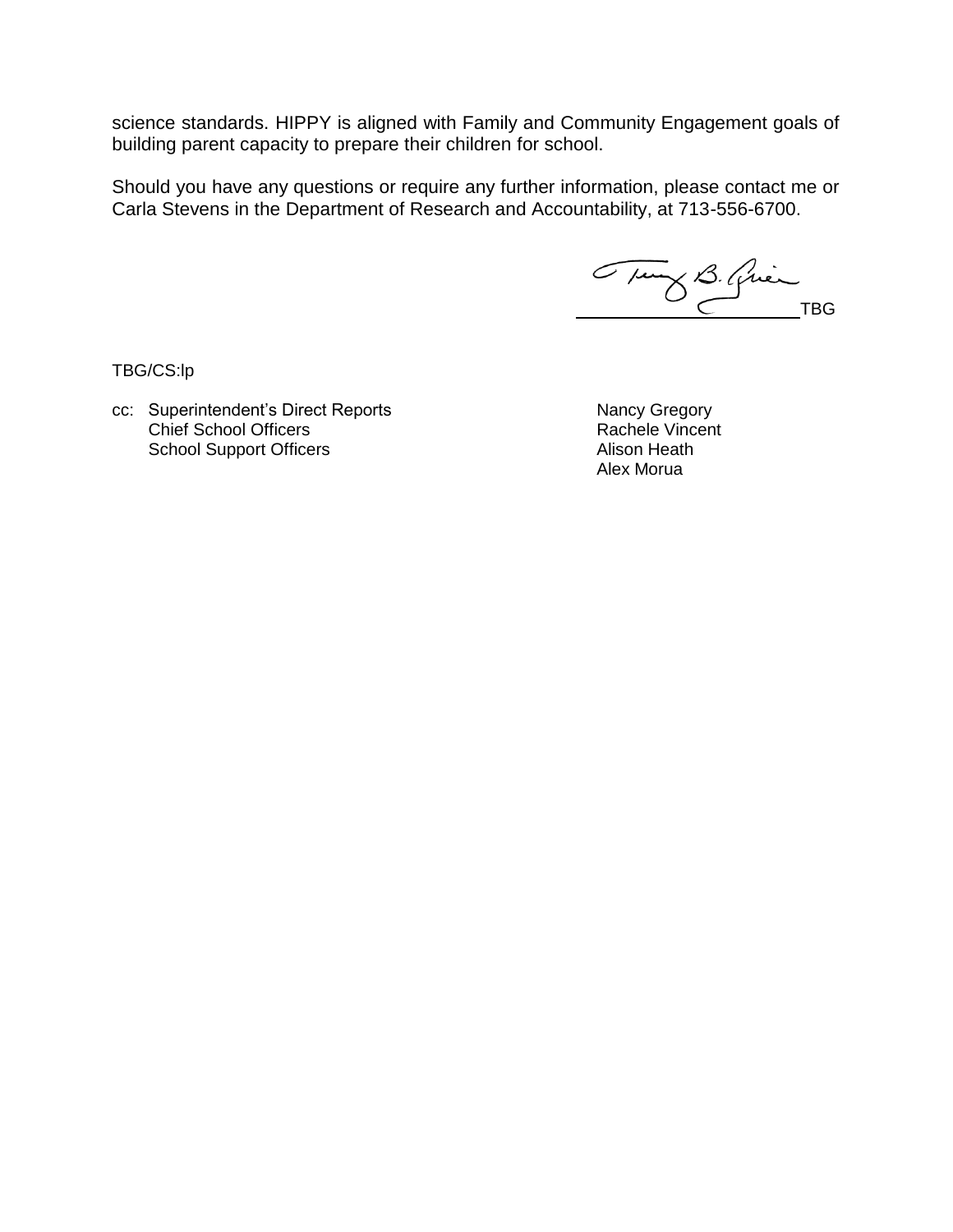science standards. HIPPY is aligned with Family and Community Engagement goals of building parent capacity to prepare their children for school.

Should you have any questions or require any further information, please contact me or Carla Stevens in the Department of Research and Accountability, at 713-556-6700.

TBG

TBG/CS:lp

cc: Superintendent's Direct Reports
Chief School Officers
School Support Officers
Nancy Gregory
Rachele Vincent
Alison Heath
Alex Morua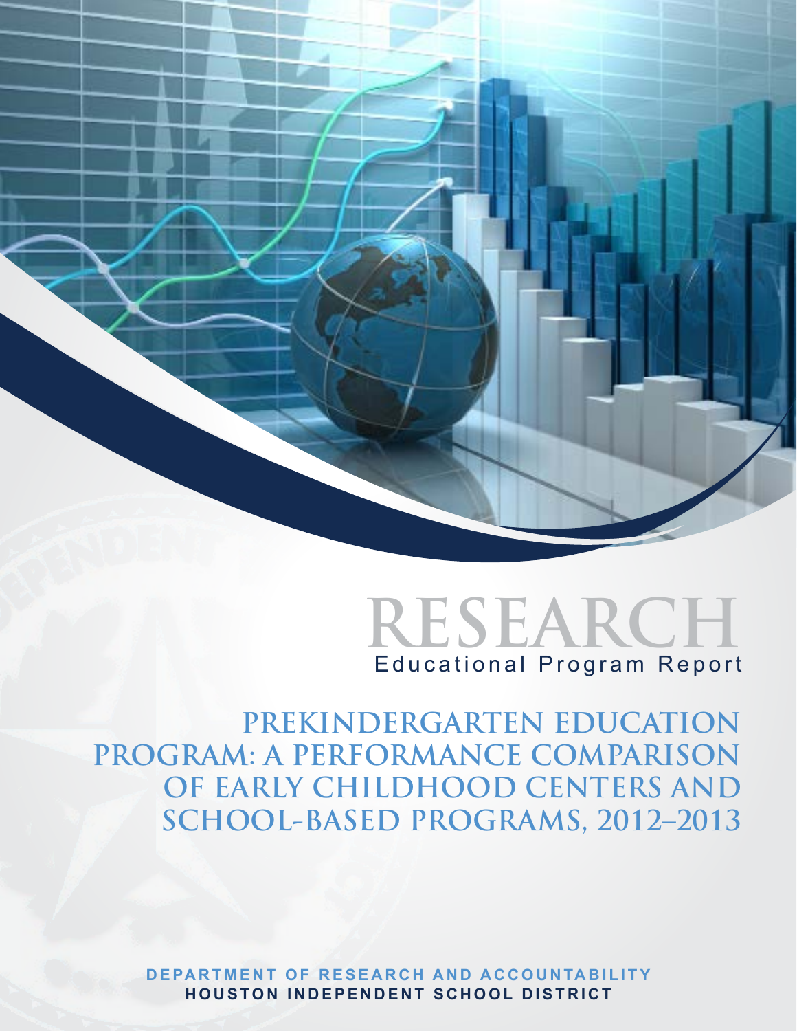# RESEARCH

Educational Program Report

## PREKINDERGARTEN EDUCATION PROGRAM: A PERFORMANCE COMPARISON OF EARLY CHILDHOOD CENTERS AND SCHOOL-BASED PROGRAMS, 2012–2013

**DEPARTMENT OF RESEARCH AND ACCOUNTABILITY**
**HOUSTON INDEPENDENT SCHOOL DISTRICT**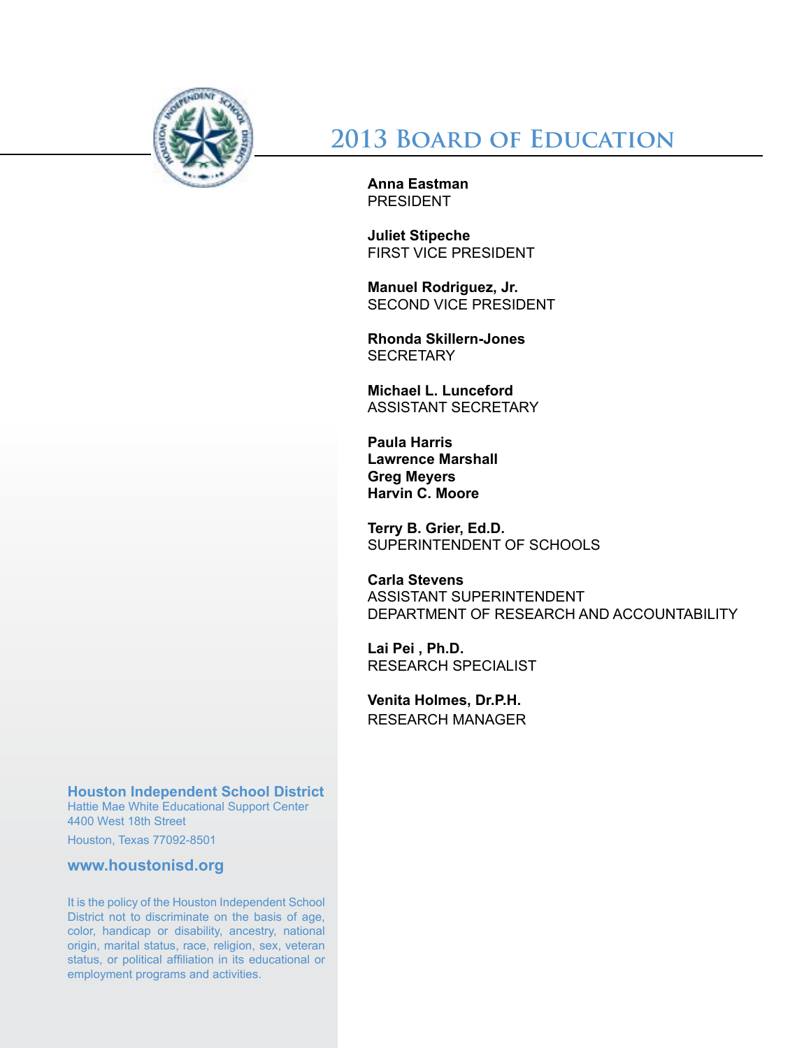# 2013 Board of Education

**Anna Eastman**
PRESIDENT

**Juliet Stipeche**
FIRST VICE PRESIDENT

**Manuel Rodriguez, Jr.**
SECOND VICE PRESIDENT

**Rhonda Skillern-Jones**
SECRETARY

**Michael L. Lunceford**
ASSISTANT SECRETARY

**Paula Harris**
**Lawrence Marshall**
**Greg Meyers**
**Harvin C. Moore**

**Terry B. Grier, Ed.D.**
SUPERINTENDENT OF SCHOOLS

**Carla Stevens**
ASSISTANT SUPERINTENDENT
DEPARTMENT OF RESEARCH AND ACCOUNTABILITY

**Lai Pei , Ph.D.**
RESEARCH SPECIALIST

**Venita Holmes, Dr.P.H.**
RESEARCH MANAGER

**Houston Independent School District**
Hattie Mae White Educational Support Center
4400 West 18th Street
Houston, Texas 77092-8501

**www.houstonisd.org**

It is the policy of the Houston Independent School District not to discriminate on the basis of age, color, handicap or disability, ancestry, national origin, marital status, race, religion, sex, veteran status, or political affiliation in its educational or employment programs and activities.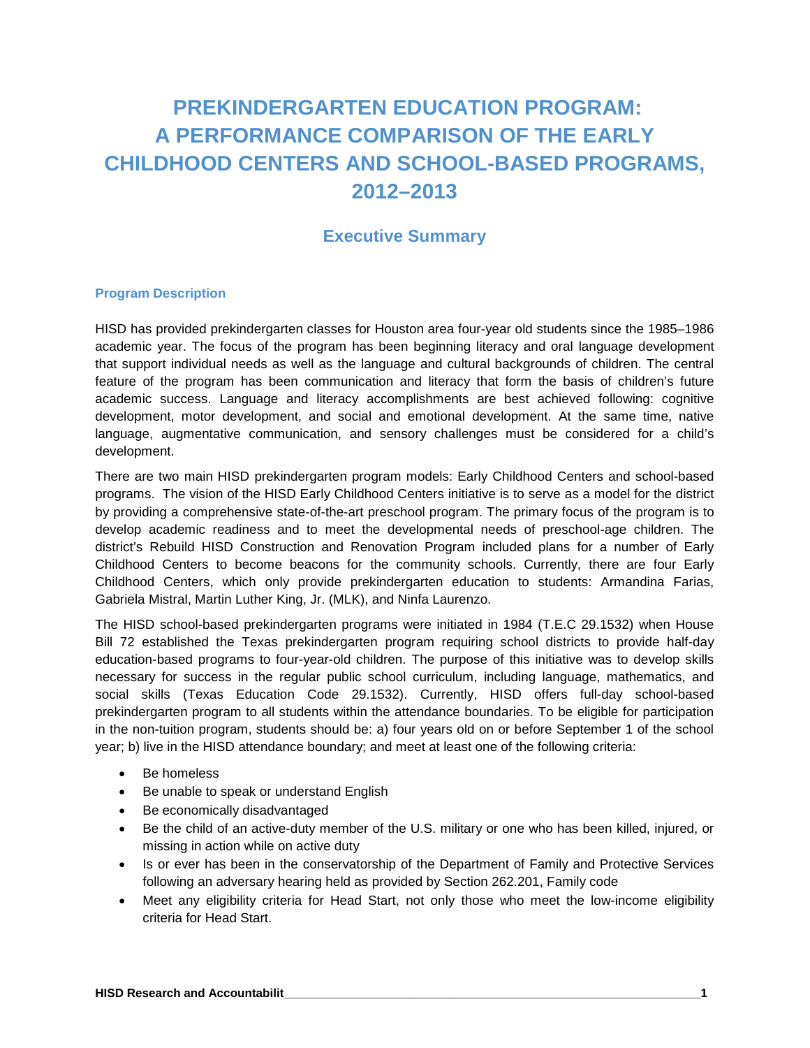# PREKINDERGARTEN EDUCATION PROGRAM: A PERFORMANCE COMPARISON OF THE EARLY CHILDHOOD CENTERS AND SCHOOL-BASED PROGRAMS, 2012–2013

## Executive Summary

### Program Description

HISD has provided prekindergarten classes for Houston area four-year old students since the 1985–1986 academic year. The focus of the program has been beginning literacy and oral language development that support individual needs as well as the language and cultural backgrounds of children. The central feature of the program has been communication and literacy that form the basis of children's future academic success. Language and literacy accomplishments are best achieved following: cognitive development, motor development, and social and emotional development. At the same time, native language, augmentative communication, and sensory challenges must be considered for a child's development.

There are two main HISD prekindergarten program models: Early Childhood Centers and school-based programs. The vision of the HISD Early Childhood Centers initiative is to serve as a model for the district by providing a comprehensive state-of-the-art preschool program. The primary focus of the program is to develop academic readiness and to meet the developmental needs of preschool-age children. The district's Rebuild HISD Construction and Renovation Program included plans for a number of Early Childhood Centers to become beacons for the community schools. Currently, there are four Early Childhood Centers, which only provide prekindergarten education to students: Armandina Farias, Gabriela Mistral, Martin Luther King, Jr. (MLK), and Ninfa Laurenzo.

The HISD school-based prekindergarten programs were initiated in 1984 (T.E.C 29.1532) when House Bill 72 established the Texas prekindergarten program requiring school districts to provide half-day education-based programs to four-year-old children. The purpose of this initiative was to develop skills necessary for success in the regular public school curriculum, including language, mathematics, and social skills (Texas Education Code 29.1532). Currently, HISD offers full-day school-based prekindergarten program to all students within the attendance boundaries. To be eligible for participation in the non-tuition program, students should be: a) four years old on or before September 1 of the school year; b) live in the HISD attendance boundary; and meet at least one of the following criteria:

- Be homeless
- Be unable to speak or understand English
- Be economically disadvantaged
- Be the child of an active-duty member of the U.S. military or one who has been killed, injured, or missing in action while on active duty
- Is or ever has been in the conservatorship of the Department of Family and Protective Services following an adversary hearing held as provided by Section 262.201, Family code
- Meet any eligibility criteria for Head Start, not only those who meet the low-income eligibility criteria for Head Start.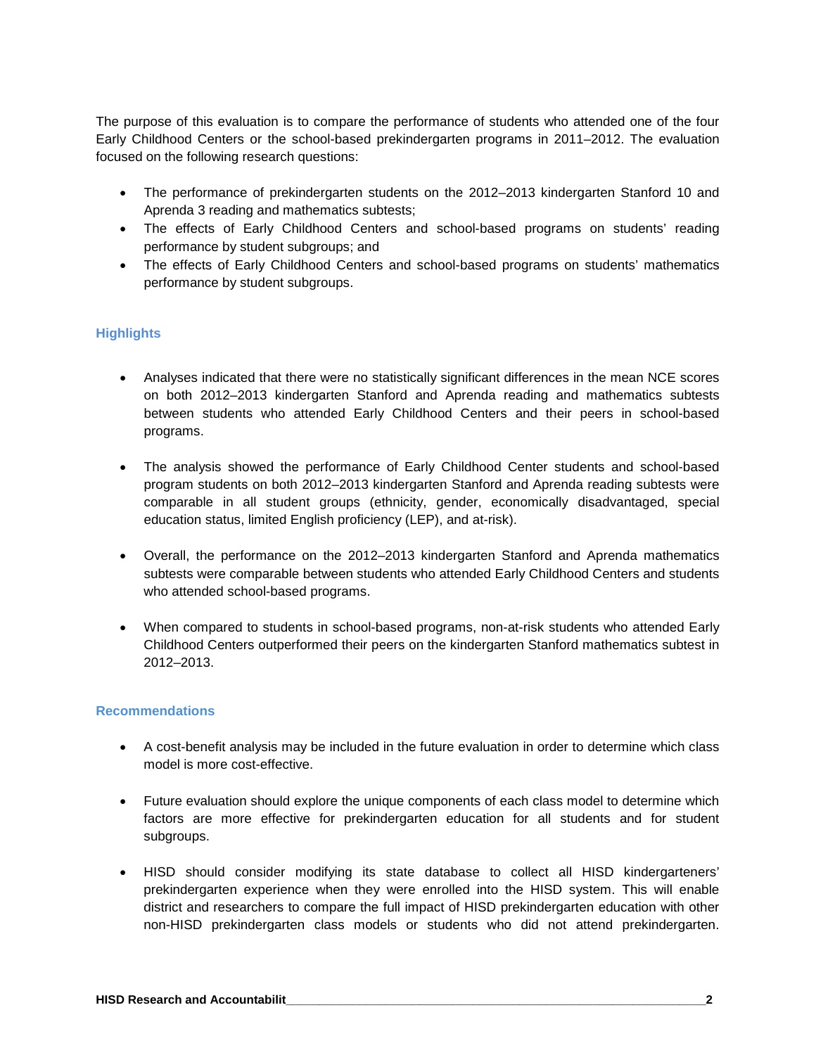The purpose of this evaluation is to compare the performance of students who attended one of the four Early Childhood Centers or the school-based prekindergarten programs in 2011–2012. The evaluation focused on the following research questions:

- The performance of prekindergarten students on the 2012–2013 kindergarten Stanford 10 and Aprenda 3 reading and mathematics subtests;
- The effects of Early Childhood Centers and school-based programs on students' reading performance by student subgroups; and
- The effects of Early Childhood Centers and school-based programs on students' mathematics performance by student subgroups.

### Highlights

- Analyses indicated that there were no statistically significant differences in the mean NCE scores on both 2012–2013 kindergarten Stanford and Aprenda reading and mathematics subtests between students who attended Early Childhood Centers and their peers in school-based programs.

- The analysis showed the performance of Early Childhood Center students and school-based program students on both 2012–2013 kindergarten Stanford and Aprenda reading subtests were comparable in all student groups (ethnicity, gender, economically disadvantaged, special education status, limited English proficiency (LEP), and at-risk).

- Overall, the performance on the 2012–2013 kindergarten Stanford and Aprenda mathematics subtests were comparable between students who attended Early Childhood Centers and students who attended school-based programs.

- When compared to students in school-based programs, non-at-risk students who attended Early Childhood Centers outperformed their peers on the kindergarten Stanford mathematics subtest in 2012–2013.

### Recommendations

- A cost-benefit analysis may be included in the future evaluation in order to determine which class model is more cost-effective.

- Future evaluation should explore the unique components of each class model to determine which factors are more effective for prekindergarten education for all students and for student subgroups.

- HISD should consider modifying its state database to collect all HISD kinderganteners' prekindergarten experience when they were enrolled into the HISD system. This will enable district and researchers to compare the full impact of HISD prekindergarten education with other non-HISD prekindergarten class models or students who did not attend prekindergarten.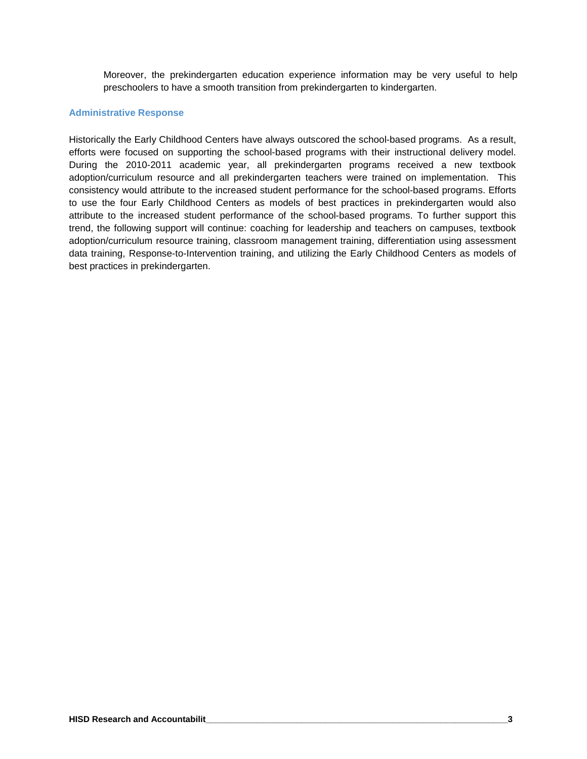Moreover, the prekindergarten education experience information may be very useful to help preschoolers to have a smooth transition from prekindergarten to kindergarten.

### Administrative Response

Historically the Early Childhood Centers have always outscored the school-based programs. As a result, efforts were focused on supporting the school-based programs with their instructional delivery model. During the 2010-2011 academic year, all prekindergarten programs received a new textbook adoption/curriculum resource and all prekindergarten teachers were trained on implementation. This consistency would attribute to the increased student performance for the school-based programs. Efforts to use the four Early Childhood Centers as models of best practices in prekindergarten would also attribute to the increased student performance of the school-based programs. To further support this trend, the following support will continue: coaching for leadership and teachers on campuses, textbook adoption/curriculum resource training, classroom management training, differentiation using assessment data training, Response-to-Intervention training, and utilizing the Early Childhood Centers as models of best practices in prekindergarten.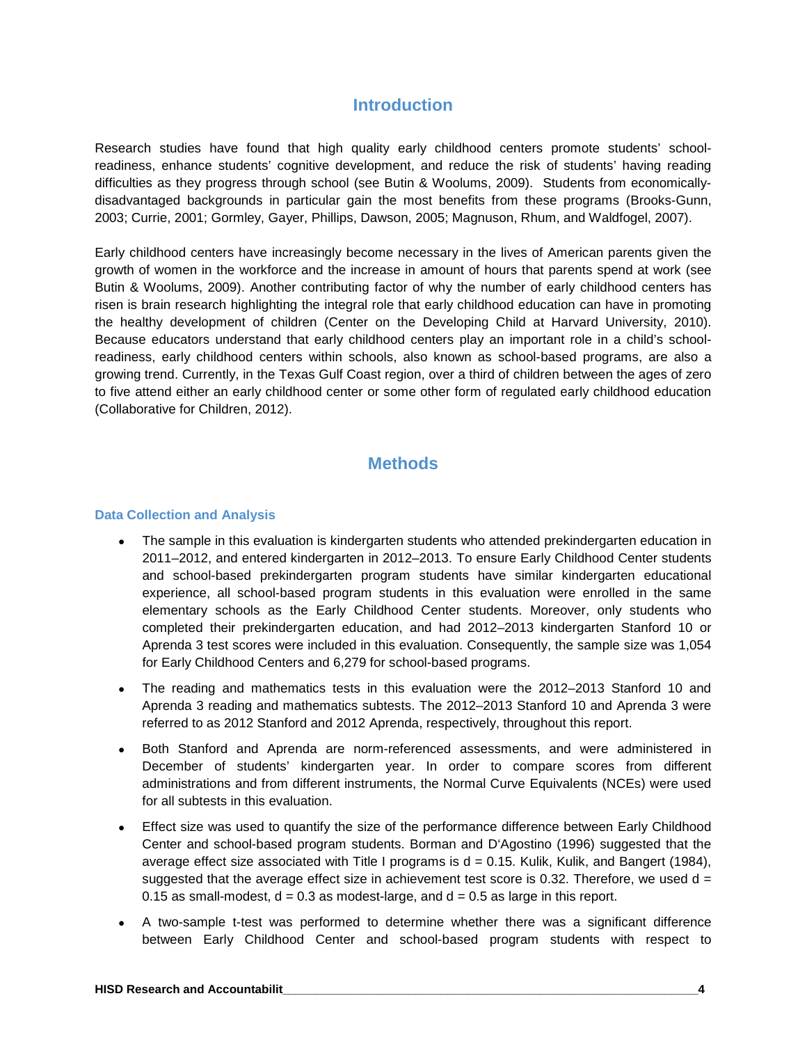# Introduction

Research studies have found that high quality early childhood centers promote students' school-readiness, enhance students' cognitive development, and reduce the risk of students' having reading difficulties as they progress through school (see Butin & Woolums, 2009). Students from economically-disadvantaged backgrounds in particular gain the most benefits from these programs (Brooks-Gunn, 2003; Currie, 2001; Gormley, Gayer, Phillips, Dawson, 2005; Magnuson, Rhum, and Waldfogel, 2007).

Early childhood centers have increasingly become necessary in the lives of American parents given the growth of women in the workforce and the increase in amount of hours that parents spend at work (see Butin & Woolums, 2009). Another contributing factor of why the number of early childhood centers has risen is brain research highlighting the integral role that early childhood education can have in promoting the healthy development of children (Center on the Developing Child at Harvard University, 2010). Because educators understand that early childhood centers play an important role in a child's school-readiness, early childhood centers within schools, also known as school-based programs, are also a growing trend. Currently, in the Texas Gulf Coast region, over a third of children between the ages of zero to five attend either an early childhood center or some other form of regulated early childhood education (Collaborative for Children, 2012).

# Methods

### Data Collection and Analysis

- The sample in this evaluation is kindergarten students who attended prekindergarten education in 2011–2012, and entered kindergarten in 2012–2013. To ensure Early Childhood Center students and school-based prekindergarten program students have similar kindergarten educational experience, all school-based program students in this evaluation were enrolled in the same elementary schools as the Early Childhood Center students. Moreover, only students who completed their prekindergarten education, and had 2012–2013 kindergarten Stanford 10 or Aprenda 3 test scores were included in this evaluation. Consequently, the sample size was 1,054 for Early Childhood Centers and 6,279 for school-based programs.
- The reading and mathematics tests in this evaluation were the 2012–2013 Stanford 10 and Aprenda 3 reading and mathematics subtests. The 2012–2013 Stanford 10 and Aprenda 3 were referred to as 2012 Stanford and 2012 Aprenda, respectively, throughout this report.
- Both Stanford and Aprenda are norm-referenced assessments, and were administered in December of students' kindergarten year. In order to compare scores from different administrations and from different instruments, the Normal Curve Equivalents (NCEs) were used for all subtests in this evaluation.
- Effect size was used to quantify the size of the performance difference between Early Childhood Center and school-based program students. Borman and D'Agostino (1996) suggested that the average effect size associated with Title I programs is $d = 0.15$. Kulik, Kulik, and Bangert (1984), suggested that the average effect size in achievement test score is 0.32. Therefore, we used $d = 0.15$ as small-modest, $d = 0.3$ as modest-large, and $d = 0.5$ as large in this report.
- A two-sample t-test was performed to determine whether there was a significant difference between Early Childhood Center and school-based program students with respect to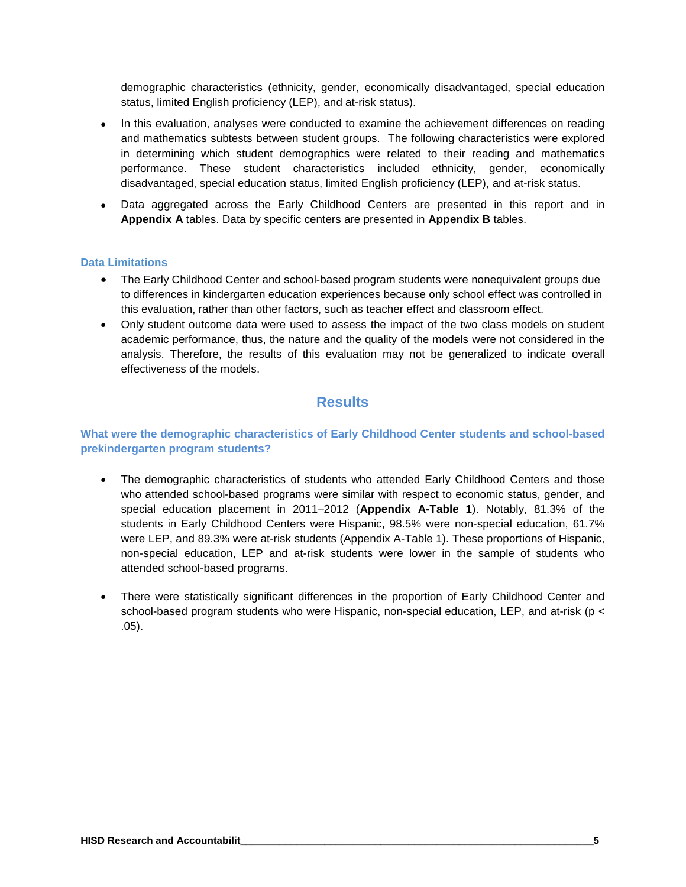demographic characteristics (ethnicity, gender, economically disadvantaged, special education status, limited English proficiency (LEP), and at-risk status).

- In this evaluation, analyses were conducted to examine the achievement differences on reading and mathematics subtests between student groups. The following characteristics were explored in determining which student demographics were related to their reading and mathematics performance. These student characteristics included ethnicity, gender, economically disadvantaged, special education status, limited English proficiency (LEP), and at-risk status.
- Data aggregated across the Early Childhood Centers are presented in this report and in **Appendix A** tables. Data by specific centers are presented in **Appendix B** tables.

### Data Limitations

- The Early Childhood Center and school-based program students were nonequivalent groups due to differences in kindergarten education experiences because only school effect was controlled in this evaluation, rather than other factors, such as teacher effect and classroom effect.
- Only student outcome data were used to assess the impact of the two class models on student academic performance, thus, the nature and the quality of the models were not considered in the analysis. Therefore, the results of this evaluation may not be generalized to indicate overall effectiveness of the models.

## Results

### What were the demographic characteristics of Early Childhood Center students and school-based prekindergarten program students?

- The demographic characteristics of students who attended Early Childhood Centers and those who attended school-based programs were similar with respect to economic status, gender, and special education placement in 2011–2012 (**Appendix A-Table 1**). Notably, 81.3% of the students in Early Childhood Centers were Hispanic, 98.5% were non-special education, 61.7% were LEP, and 89.3% were at-risk students (Appendix A-Table 1). These proportions of Hispanic, non-special education, LEP and at-risk students were lower in the sample of students who attended school-based programs.

- There were statistically significant differences in the proportion of Early Childhood Center and school-based program students who were Hispanic, non-special education, LEP, and at-risk ($p < .05$).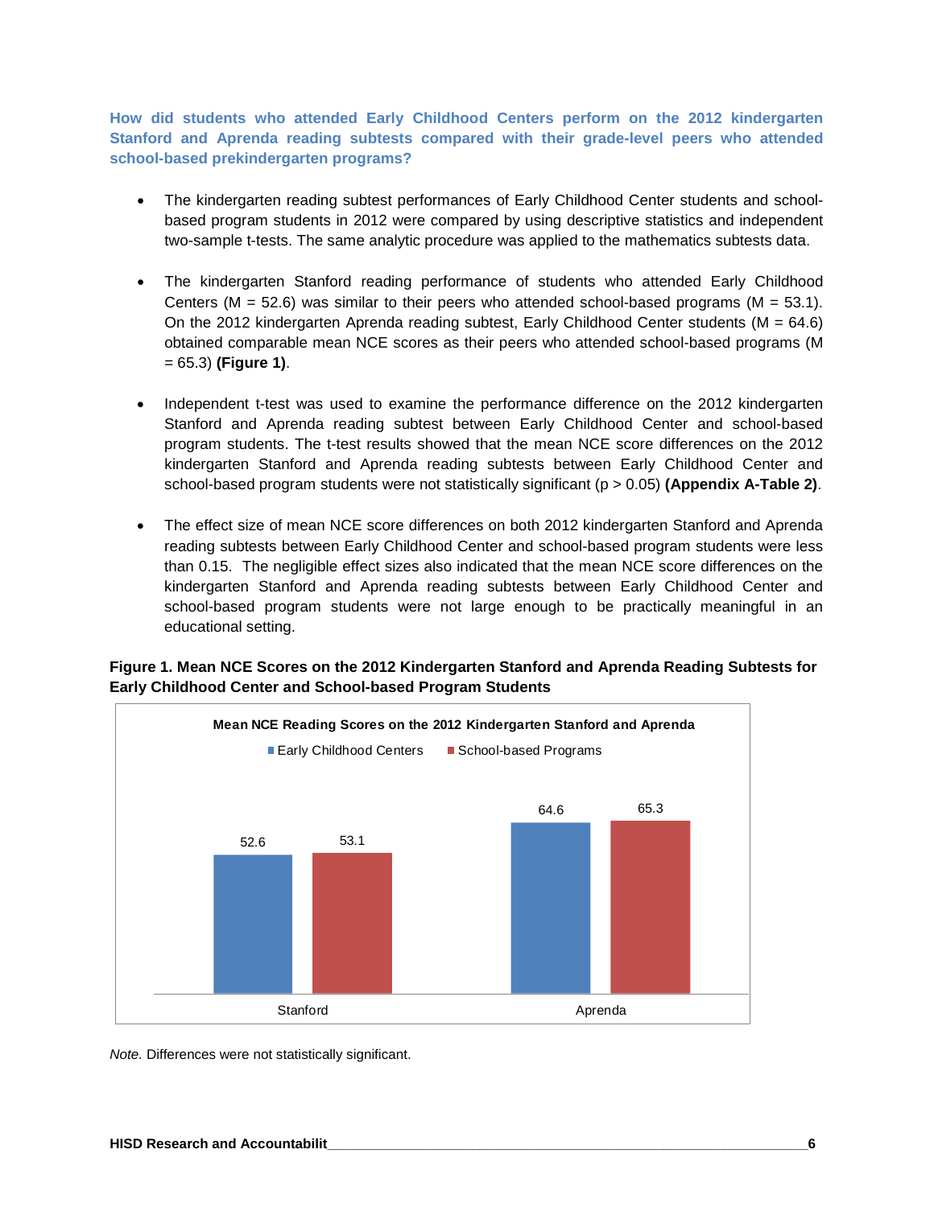**How did students who attended Early Childhood Centers perform on the 2012 kindergarten Stanford and Aprenda reading subtests compared with their grade-level peers who attended school-based prekindergarten programs?**

- The kindergarten reading subtest performances of Early Childhood Center students and school-based program students in 2012 were compared by using descriptive statistics and independent two-sample t-tests. The same analytic procedure was applied to the mathematics subtests data.

- The kindergarten Stanford reading performance of students who attended Early Childhood Centers (M = 52.6) was similar to their peers who attended school-based programs (M = 53.1). On the 2012 kindergarten Aprenda reading subtest, Early Childhood Center students (M = 64.6) obtained comparable mean NCE scores as their peers who attended school-based programs (M = 65.3) **(Figure 1)**.

- Independent t-test was used to examine the performance difference on the 2012 kindergarten Stanford and Aprenda reading subtest between Early Childhood Center and school-based program students. The t-test results showed that the mean NCE score differences on the 2012 kindergarten Stanford and Aprenda reading subtests between Early Childhood Center and school-based program students were not statistically significant ($p > 0.05$) **(Appendix A-Table 2)**.

- The effect size of mean NCE score differences on both 2012 kindergarten Stanford and Aprenda reading subtests between Early Childhood Center and school-based program students were less than 0.15. The negligible effect sizes also indicated that the mean NCE score differences on the kindergarten Stanford and Aprenda reading subtests between Early Childhood Center and school-based program students were not large enough to be practically meaningful in an educational setting.

**Figure 1. Mean NCE Scores on the 2012 Kindergarten Stanford and Aprenda Reading Subtests for Early Childhood Center and School-based Program Students**

Mean NCE Reading Scores on the 2012 Kindergarten Stanford and Aprenda

Early Childhood Centers
School-based Programs

52.6
53.1
64.6
65.3

Stanford
Aprenda

*Note.* Differences were not statistically significant.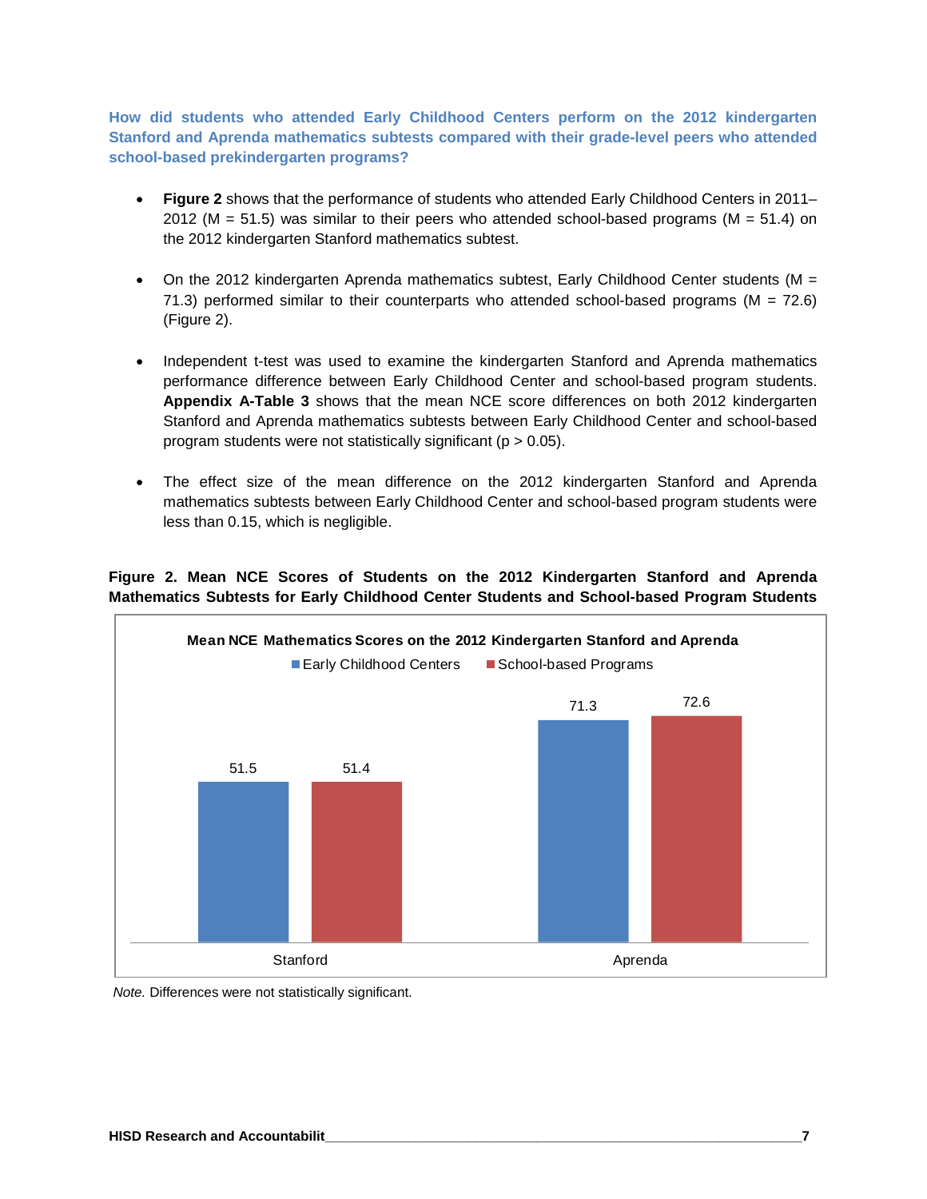**How did students who attended Early Childhood Centers perform on the 2012 kindergarten Stanford and Aprenda mathematics subtests compared with their grade-level peers who attended school-based prekindergarten programs?**

- **Figure 2** shows that the performance of students who attended Early Childhood Centers in 2011–2012 (M = 51.5) was similar to their peers who attended school-based programs (M = 51.4) on the 2012 kindergarten Stanford mathematics subtest.

- On the 2012 kindergarten Aprenda mathematics subtest, Early Childhood Center students (M = 71.3) performed similar to their counterparts who attended school-based programs (M = 72.6) (Figure 2).

- Independent t-test was used to examine the kindergarten Stanford and Aprenda mathematics performance difference between Early Childhood Center and school-based program students. **Appendix A-Table 3** shows that the mean NCE score differences on both 2012 kindergarten Stanford and Aprenda mathematics subtests between Early Childhood Center and school-based program students were not statistically significant ($p > 0.05$).

- The effect size of the mean difference on the 2012 kindergarten Stanford and Aprenda mathematics subtests between Early Childhood Center and school-based program students were less than 0.15, which is negligible.

**Figure 2. Mean NCE Scores of Students on the 2012 Kindergarten Stanford and Aprenda Mathematics Subtests for Early Childhood Center Students and School-based Program Students**

Mean NCE Mathematics Scores on the 2012 Kindergarten Stanford and Aprenda

Early Childhood Centers
School-based Programs

51.5
51.4
71.3
72.6

Stanford
Aprenda

*Note.* Differences were not statistically significant.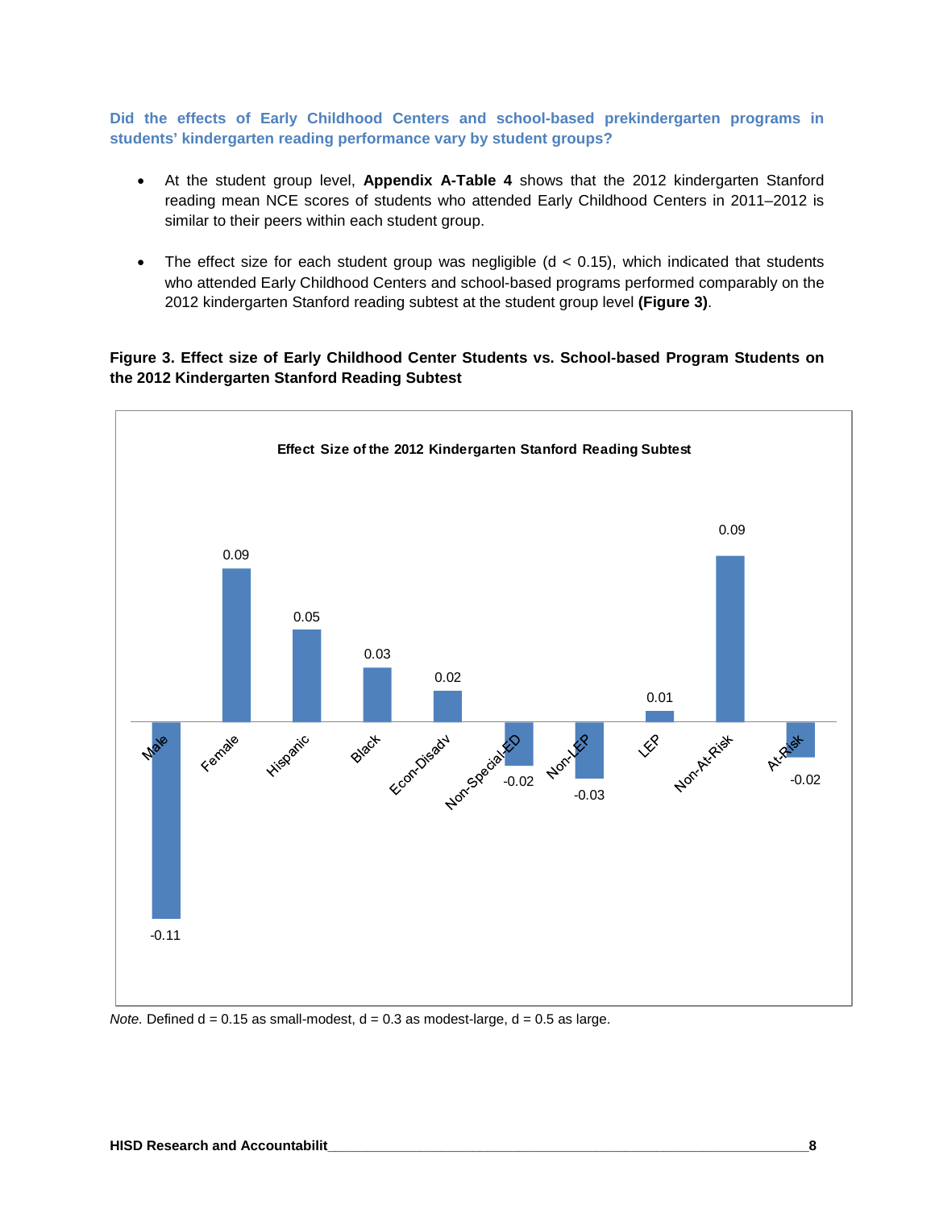**Did the effects of Early Childhood Centers and school-based prekindergarten programs in students' kindergarten reading performance vary by student groups?**

- At the student group level, **Appendix A-Table 4** shows that the 2012 kindergarten Stanford reading mean NCE scores of students who attended Early Childhood Centers in 2011–2012 is similar to their peers within each student group.

- The effect size for each student group was negligible (d < 0.15), which indicated that students who attended Early Childhood Centers and school-based programs performed comparably on the 2012 kindergarten Stanford reading subtest at the student group level **(Figure 3)**.

**Figure 3. Effect size of Early Childhood Center Students vs. School-based Program Students on the 2012 Kindergarten Stanford Reading Subtest**

Effect Size of the 2012 Kindergarten Stanford Reading Subtest

Male -0.11
Female 0.09
Hispanic 0.05
Black 0.03
Econ-Disadv 0.02
Non-Special-ED -0.02
Non-LEP -0.03
LEP 0.01
Non-At-Risk 0.09
At-Risk -0.02

*Note.* Defined d = 0.15 as small-modest, d = 0.3 as modest-large, d = 0.5 as large.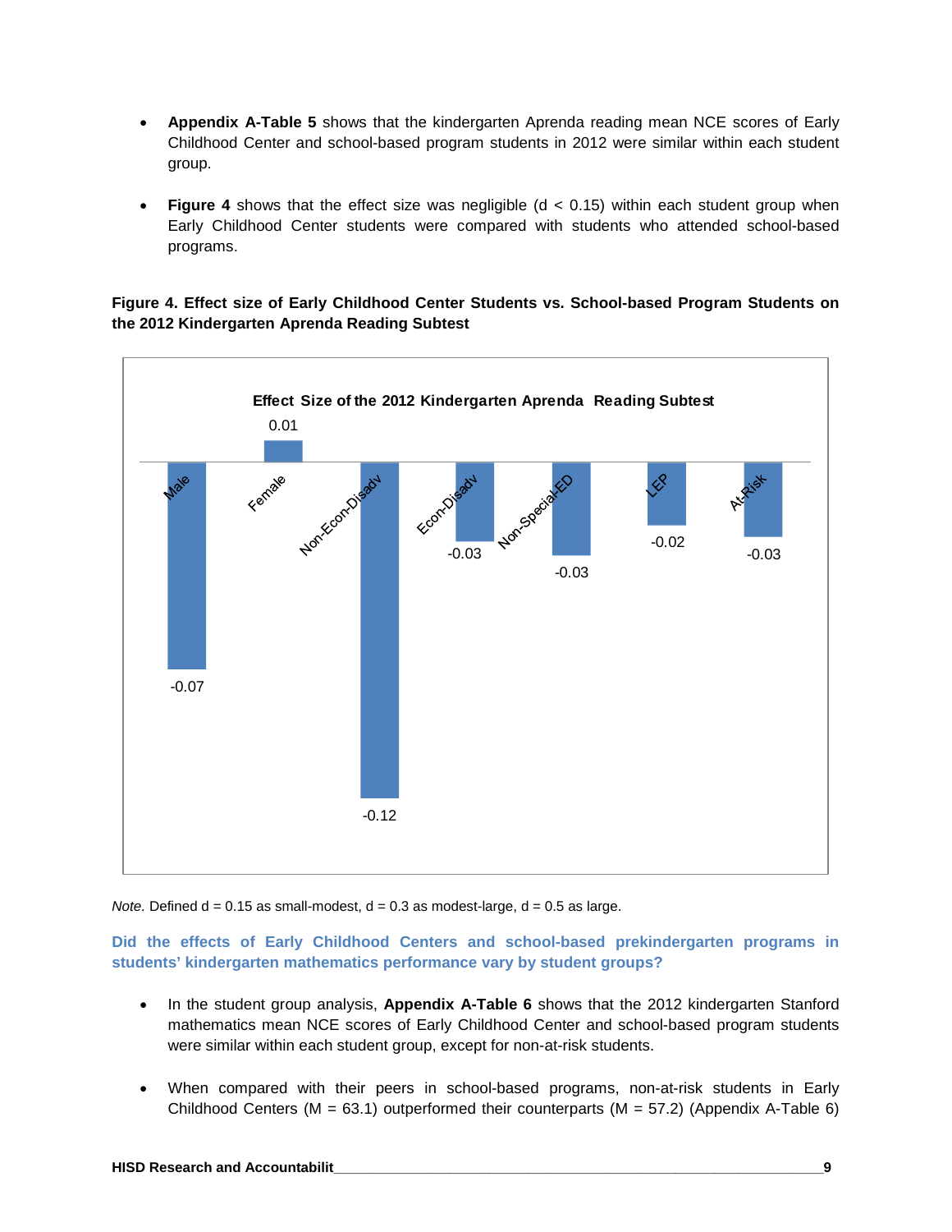- **Appendix A-Table 5** shows that the kindergarten Aprenda reading mean NCE scores of Early Childhood Center and school-based program students in 2012 were similar within each student group.

- **Figure 4** shows that the effect size was negligible (d < 0.15) within each student group when Early Childhood Center students were compared with students who attended school-based programs.

**Figure 4. Effect size of Early Childhood Center Students vs. School-based Program Students on the 2012 Kindergarten Aprenda Reading Subtest**

Effect Size of the 2012 Kindergarten Aprenda Reading Subtest

| Student Group | Effect Size |
|---|---|
| Male | -0.07 |
| Female | 0.01 |
| Non-Econ-Disadv | -0.12 |
| Econ-Disadv | -0.03 |
| Non-Special-ED | -0.03 |
| LEP | -0.02 |
| At-Risk | -0.03 |

*Note.* Defined d = 0.15 as small-modest, d = 0.3 as modest-large, d = 0.5 as large.

### Did the effects of Early Childhood Centers and school-based prekindergarten programs in students' kindergarten mathematics performance vary by student groups?

- In the student group analysis, **Appendix A-Table 6** shows that the 2012 kindergarten Stanford mathematics mean NCE scores of Early Childhood Center and school-based program students were similar within each student group, except for non-at-risk students.

- When compared with their peers in school-based programs, non-at-risk students in Early Childhood Centers (M = 63.1) outperformed their counterparts (M = 57.2) (Appendix A-Table 6)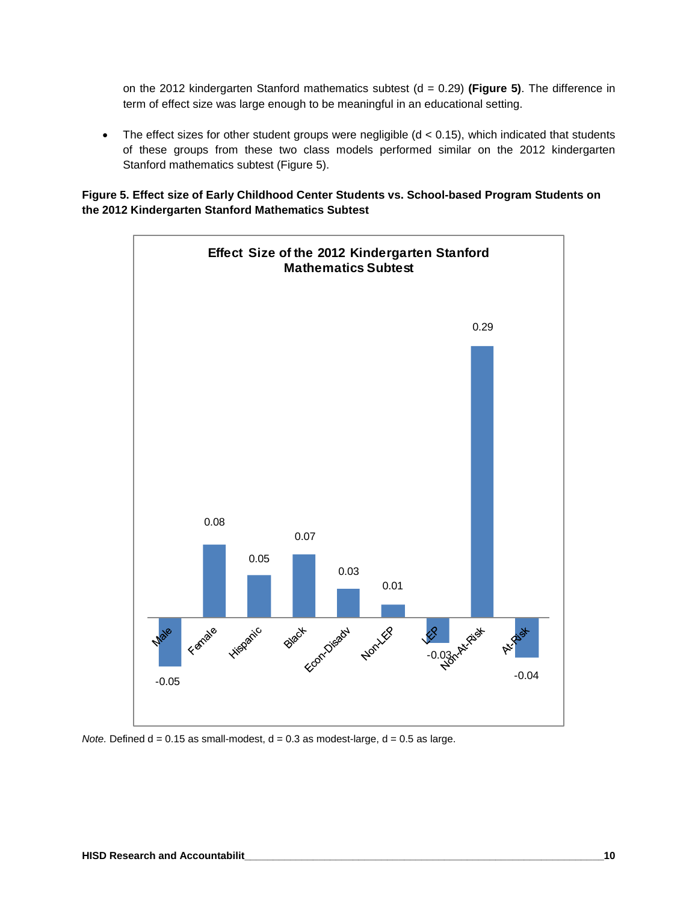on the 2012 kindergarten Stanford mathematics subtest (d = 0.29) **(Figure 5)**. The difference in term of effect size was large enough to be meaningful in an educational setting.

- The effect sizes for other student groups were negligible (d < 0.15), which indicated that students of these groups from these two class models performed similar on the 2012 kindergarten Stanford mathematics subtest (Figure 5).

**Figure 5. Effect size of Early Childhood Center Students vs. School-based Program Students on the 2012 Kindergarten Stanford Mathematics Subtest**

| Effect Size of the 2012 Kindergarten Stanford Mathematics Subtest | |
|---|---|
| Male | -0.05 |
| Female | 0.08 |
| Hispanic | 0.05 |
| Black | 0.07 |
| Econ-Disadv | 0.03 |
| Non-LEP | 0.01 |
| LEP | -0.03 |
| Non-At-Risk | 0.29 |
| At-Risk | -0.04 |

*Note.* Defined d = 0.15 as small-modest, d = 0.3 as modest-large, d = 0.5 as large.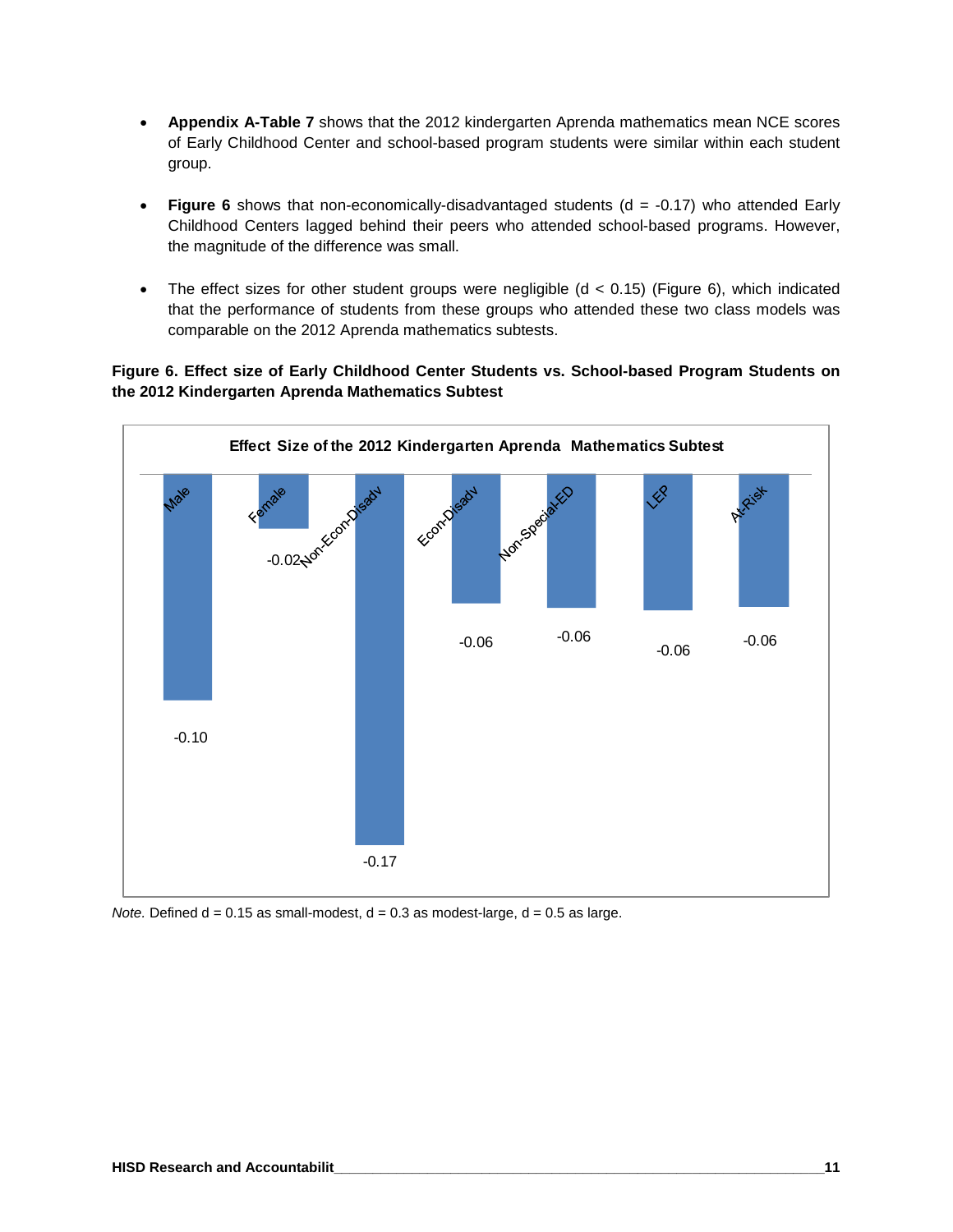- **Appendix A-Table 7** shows that the 2012 kindergarten Aprenda mathematics mean NCE scores of Early Childhood Center and school-based program students were similar within each student group.

- **Figure 6** shows that non-economically-disadvantaged students (d = -0.17) who attended Early Childhood Centers lagged behind their peers who attended school-based programs. However, the magnitude of the difference was small.

- The effect sizes for other student groups were negligible (d < 0.15) (Figure 6), which indicated that the performance of students from these groups who attended these two class models was comparable on the 2012 Aprenda mathematics subtests.

**Figure 6. Effect size of Early Childhood Center Students vs. School-based Program Students on the 2012 Kindergarten Aprenda Mathematics Subtest**

Effect Size of the 2012 Kindergarten Aprenda Mathematics Subtest

Male
Female
Non-Econ-Disadv
Econ-Disadv
Non-Special-ED
LEP
At-Risk

-0.10
-0.02
-0.17
-0.06
-0.06
-0.06
-0.06

*Note.* Defined d = 0.15 as small-modest, d = 0.3 as modest-large, d = 0.5 as large.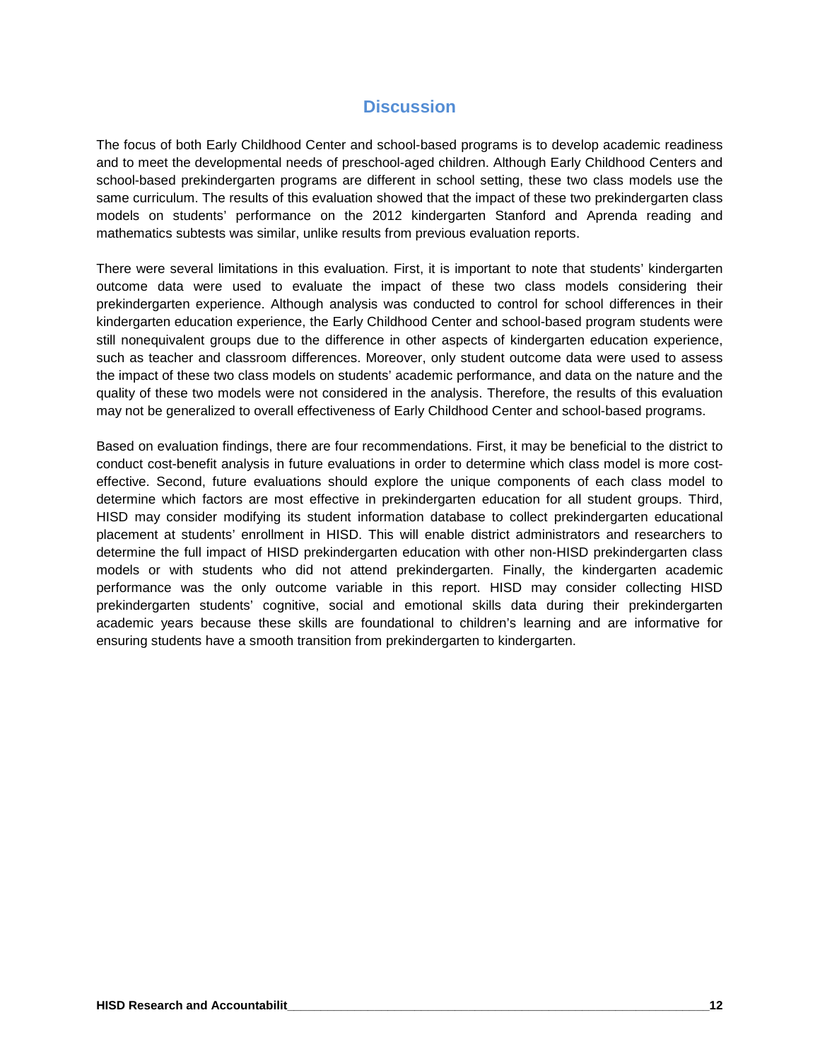# Discussion

The focus of both Early Childhood Center and school-based programs is to develop academic readiness and to meet the developmental needs of preschool-aged children. Although Early Childhood Centers and school-based prekindergarten programs are different in school setting, these two class models use the same curriculum. The results of this evaluation showed that the impact of these two prekindergarten class models on students' performance on the 2012 kindergarten Stanford and Aprenda reading and mathematics subtests was similar, unlike results from previous evaluation reports.

There were several limitations in this evaluation. First, it is important to note that students' kindergarten outcome data were used to evaluate the impact of these two class models considering their prekindergarten experience. Although analysis was conducted to control for school differences in their kindergarten education experience, the Early Childhood Center and school-based program students were still nonequivalent groups due to the difference in other aspects of kindergarten education experience, such as teacher and classroom differences. Moreover, only student outcome data were used to assess the impact of these two class models on students' academic performance, and data on the nature and the quality of these two models were not considered in the analysis. Therefore, the results of this evaluation may not be generalized to overall effectiveness of Early Childhood Center and school-based programs.

Based on evaluation findings, there are four recommendations. First, it may be beneficial to the district to conduct cost-benefit analysis in future evaluations in order to determine which class model is more cost-effective. Second, future evaluations should explore the unique components of each class model to determine which factors are most effective in prekindergarten education for all student groups. Third, HISD may consider modifying its student information database to collect prekindergarten educational placement at students' enrollment in HISD. This will enable district administrators and researchers to determine the full impact of HISD prekindergarten education with other non-HISD prekindergarten class models or with students who did not attend prekindergarten. Finally, the kindergarten academic performance was the only outcome variable in this report. HISD may consider collecting HISD prekindergarten students' cognitive, social and emotional skills data during their prekindergarten academic years because these skills are foundational to children's learning and are informative for ensuring students have a smooth transition from prekindergarten to kindergarten.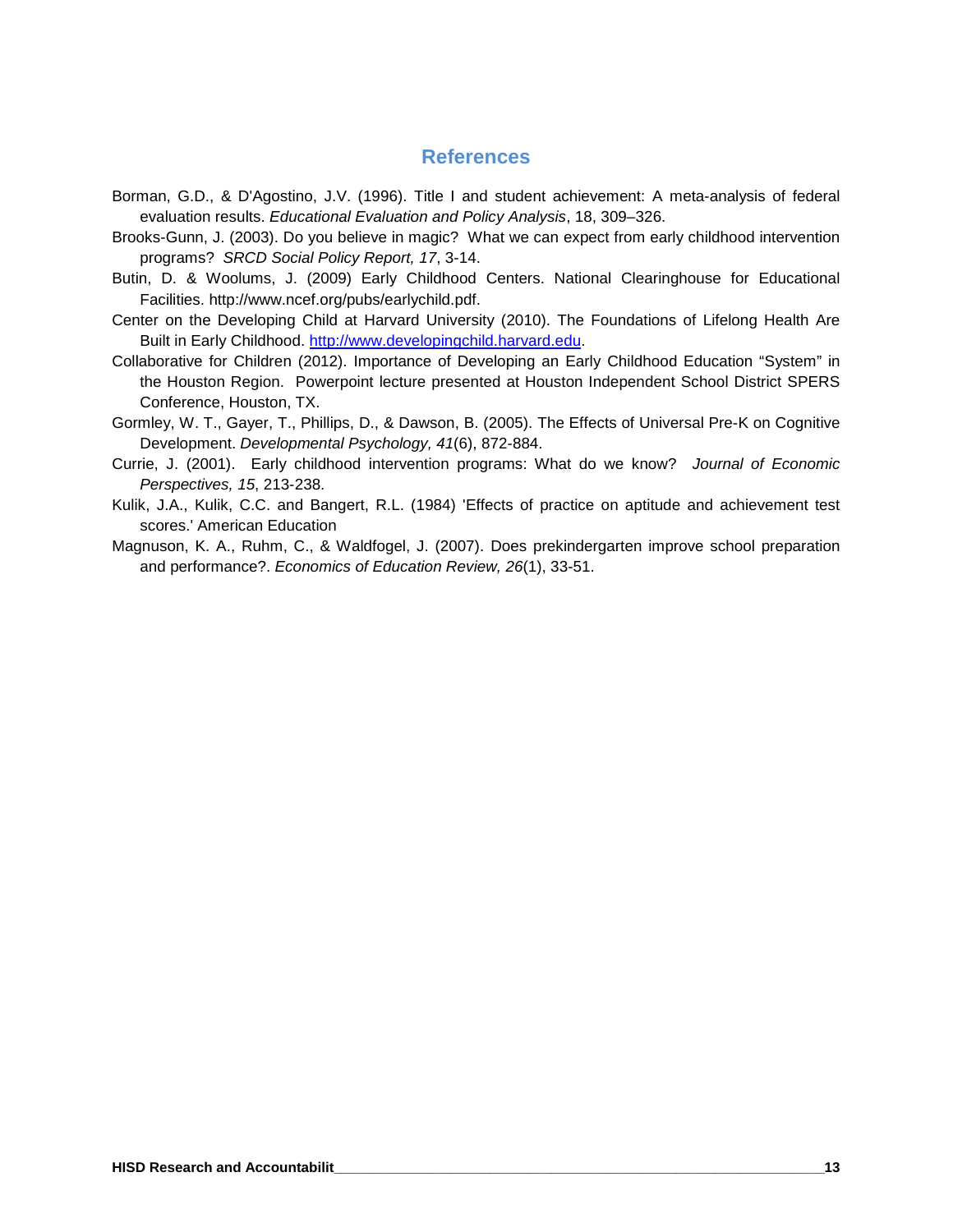## References

Borman, G.D., & D'Agostino, J.V. (1996). Title I and student achievement: A meta-analysis of federal evaluation results. *Educational Evaluation and Policy Analysis*, 18, 309–326.

Brooks-Gunn, J. (2003). Do you believe in magic? What we can expect from early childhood intervention programs? *SRCD Social Policy Report, 17*, 3-14.

Butin, D. & Woolums, J. (2009) Early Childhood Centers. National Clearinghouse for Educational Facilities. http://www.ncef.org/pubs/earlychild.pdf.

Center on the Developing Child at Harvard University (2010). The Foundations of Lifelong Health Are Built in Early Childhood. [http://www.developingchild.harvard.edu](http://www.developingchild.harvard.edu).

Collaborative for Children (2012). Importance of Developing an Early Childhood Education "System" in the Houston Region. Powerpoint lecture presented at Houston Independent School District SPERS Conference, Houston, TX.

Gormley, W. T., Gayer, T., Phillips, D., & Dawson, B. (2005). The Effects of Universal Pre-K on Cognitive Development. *Developmental Psychology, 41*(6), 872-884.

Currie, J. (2001). Early childhood intervention programs: What do we know? *Journal of Economic Perspectives, 15*, 213-238.

Kulik, J.A., Kulik, C.C. and Bangert, R.L. (1984) 'Effects of practice on aptitude and achievement test scores.' American Education

Magnuson, K. A., Ruhm, C., & Waldfogel, J. (2007). Does prekindergarten improve school preparation and performance?. *Economics of Education Review, 26*(1), 33-51.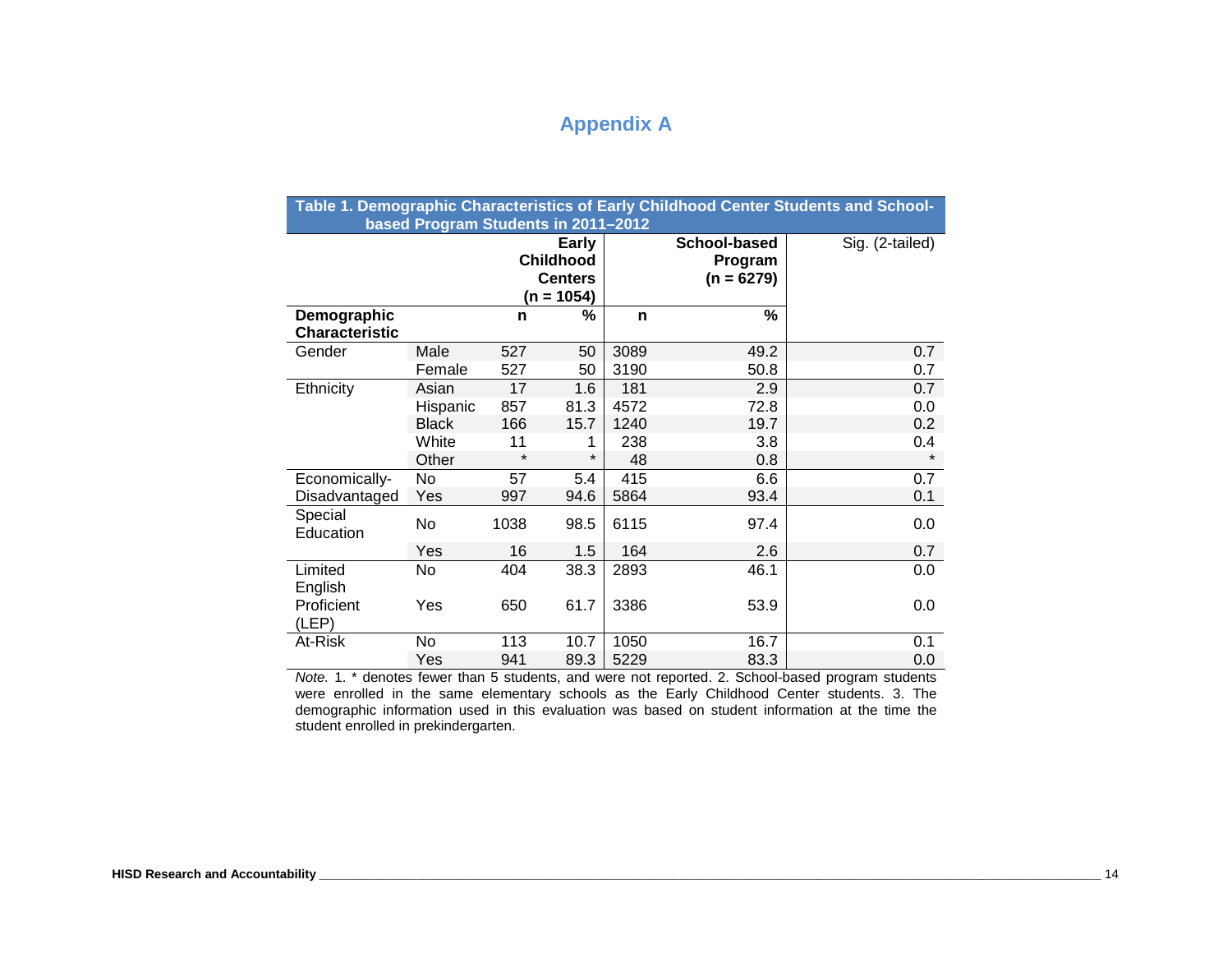# Appendix A

**Table 1. Demographic Characteristics of Early Childhood Center Students and School-based Program Students in 2011–2012**

| | | **Early Childhood Centers (n = 1054)** | | **School-based Program (n = 6279)** | | Sig. (2-tailed) |
|---|---|---|---|---|---|---|
| **Demographic Characteristic** | | **n** | **%** | **n** | **%** | |
| Gender | Male | 527 | 50 | 3089 | 49.2 | 0.7 |
| | Female | 527 | 50 | 3190 | 50.8 | 0.7 |
| Ethnicity | Asian | 17 | 1.6 | 181 | 2.9 | 0.7 |
| | Hispanic | 857 | 81.3 | 4572 | 72.8 | 0.0 |
| | Black | 166 | 15.7 | 1240 | 19.7 | 0.2 |
| | White | 11 | 1 | 238 | 3.8 | 0.4 |
| | Other | * | * | 48 | 0.8 | * |
| Economically-Disadvantaged | No | 57 | 5.4 | 415 | 6.6 | 0.7 |
| | Yes | 997 | 94.6 | 5864 | 93.4 | 0.1 |
| Special Education | No | 1038 | 98.5 | 6115 | 97.4 | 0.0 |
| | Yes | 16 | 1.5 | 164 | 2.6 | 0.7 |
| Limited English Proficient (LEP) | No | 404 | 38.3 | 2893 | 46.1 | 0.0 |
| | Yes | 650 | 61.7 | 3386 | 53.9 | 0.0 |
| At-Risk | No | 113 | 10.7 | 1050 | 16.7 | 0.1 |
| | Yes | 941 | 89.3 | 5229 | 83.3 | 0.0 |

*Note.* 1. * denotes fewer than 5 students, and were not reported. 2. School-based program students were enrolled in the same elementary schools as the Early Childhood Center students. 3. The demographic information used in this evaluation was based on student information at the time the student enrolled in prekindergarten.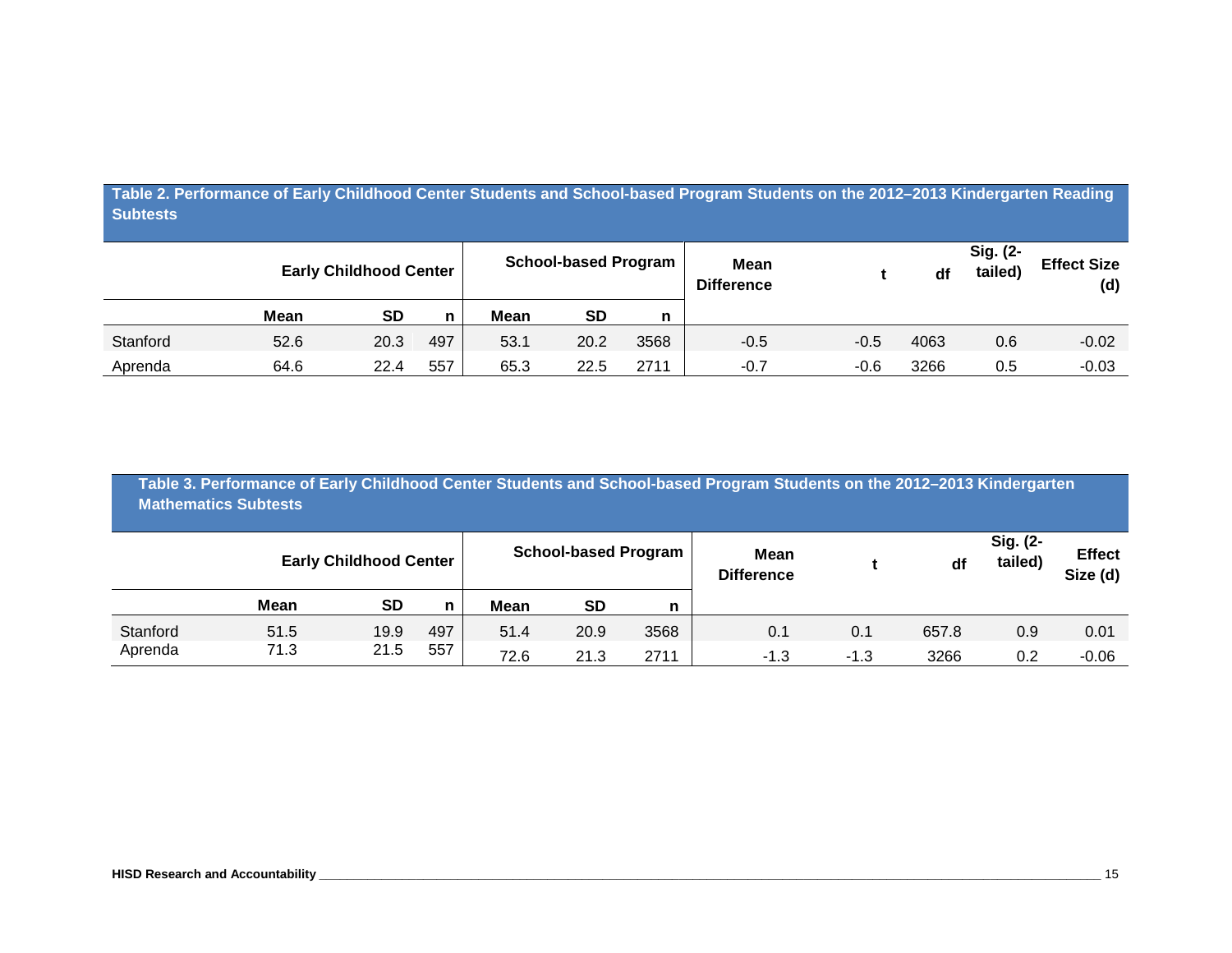**Table 2. Performance of Early Childhood Center Students and School-based Program Students on the 2012–2013 Kindergarten Reading Subtests**

| | Early Childhood Center | | | School-based Program | | | Mean Difference | t | df | Sig. (2-tailed) | Effect Size (d) |
|---|---|---|---|---|---|---|---|---|---|---|---|
| | Mean | SD | n | Mean | SD | n | | | | | |
| Stanford | 52.6 | 20.3 | 497 | 53.1 | 20.2 | 3568 | -0.5 | -0.5 | 4063 | 0.6 | -0.02 |
| Aprenda | 64.6 | 22.4 | 557 | 65.3 | 22.5 | 2711 | -0.7 | -0.6 | 3266 | 0.5 | -0.03 |

**Table 3. Performance of Early Childhood Center Students and School-based Program Students on the 2012–2013 Kindergarten Mathematics Subtests**

| | Early Childhood Center | | | School-based Program | | | Mean Difference | t | df | Sig. (2-tailed) | Effect Size (d) |
|---|---|---|---|---|---|---|---|---|---|---|---|
| | Mean | SD | n | Mean | SD | n | | | | | |
| Stanford | 51.5 | 19.9 | 497 | 51.4 | 20.9 | 3568 | 0.1 | 0.1 | 657.8 | 0.9 | 0.01 |
| Aprenda | 71.3 | 21.5 | 557 | 72.6 | 21.3 | 2711 | -1.3 | -1.3 | 3266 | 0.2 | -0.06 |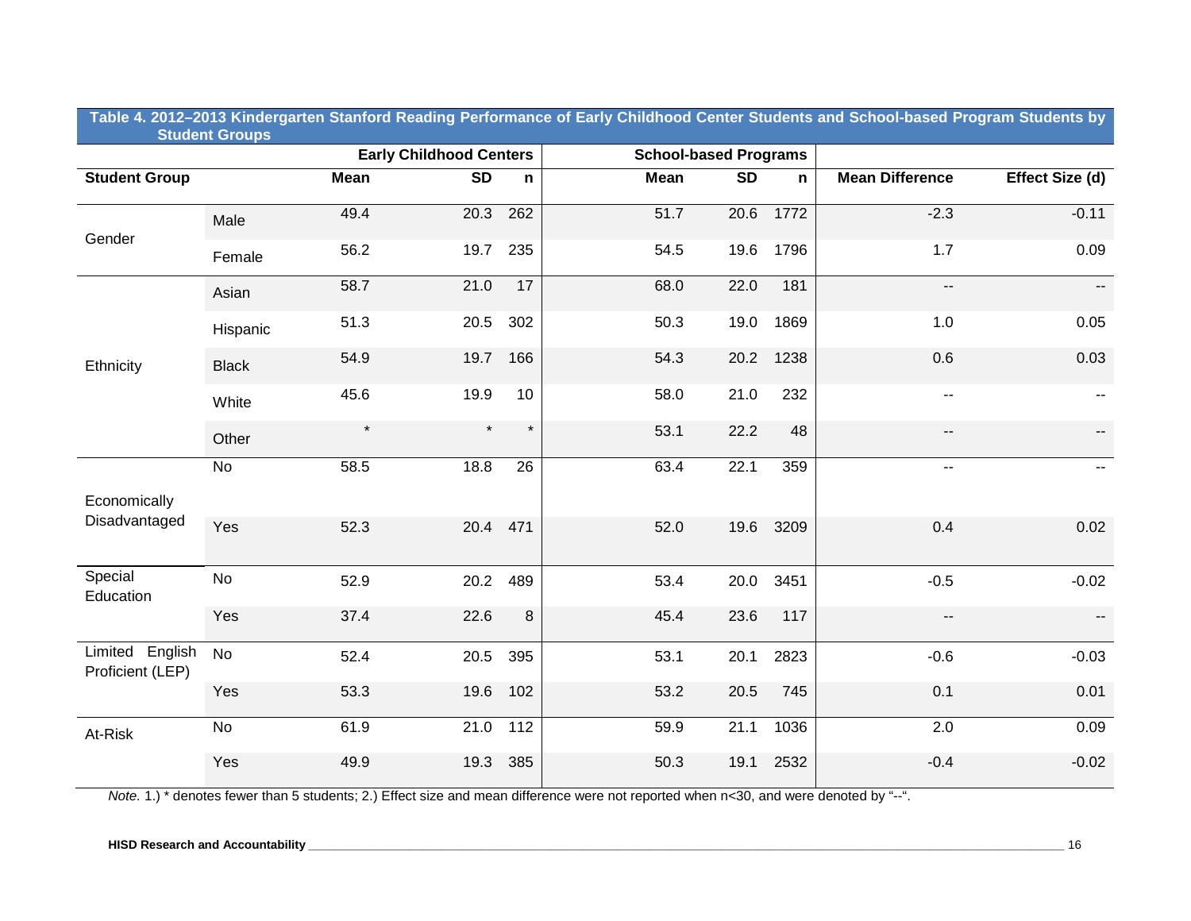**Table 4. 2012–2013 Kindergarten Stanford Reading Performance of Early Childhood Center Students and School-based Program Students by Student Groups**

| | | Early Childhood Centers | | | School-based Programs | | | | |
|---|---|---|---|---|---|---|---|---|---|
| **Student Group** | | **Mean** | **SD** | **n** | **Mean** | **SD** | **n** | **Mean Difference** | **Effect Size (d)** |
| Gender | Male | 49.4 | 20.3 | 262 | 51.7 | 20.6 | 1772 | -2.3 | -0.11 |
| | Female | 56.2 | 19.7 | 235 | 54.5 | 19.6 | 1796 | 1.7 | 0.09 |
| Ethnicity | Asian | 58.7 | 21.0 | 17 | 68.0 | 22.0 | 181 | -- | -- |
| | Hispanic | 51.3 | 20.5 | 302 | 50.3 | 19.0 | 1869 | 1.0 | 0.05 |
| | Black | 54.9 | 19.7 | 166 | 54.3 | 20.2 | 1238 | 0.6 | 0.03 |
| | White | 45.6 | 19.9 | 10 | 58.0 | 21.0 | 232 | -- | -- |
| | Other | * | * | * | 53.1 | 22.2 | 48 | -- | -- |
| Economically Disadvantaged | No | 58.5 | 18.8 | 26 | 63.4 | 22.1 | 359 | -- | -- |
| | Yes | 52.3 | 20.4 | 471 | 52.0 | 19.6 | 3209 | 0.4 | 0.02 |
| Special Education | No | 52.9 | 20.2 | 489 | 53.4 | 20.0 | 3451 | -0.5 | -0.02 |
| | Yes | 37.4 | 22.6 | 8 | 45.4 | 23.6 | 117 | -- | -- |
| Limited English Proficient (LEP) | No | 52.4 | 20.5 | 395 | 53.1 | 20.1 | 2823 | -0.6 | -0.03 |
| | Yes | 53.3 | 19.6 | 102 | 53.2 | 20.5 | 745 | 0.1 | 0.01 |
| At-Risk | No | 61.9 | 21.0 | 112 | 59.9 | 21.1 | 1036 | 2.0 | 0.09 |
| | Yes | 49.9 | 19.3 | 385 | 50.3 | 19.1 | 2532 | -0.4 | -0.02 |

*Note.* 1.) * denotes fewer than 5 students; 2.) Effect size and mean difference were not reported when n<30, and were denoted by "--".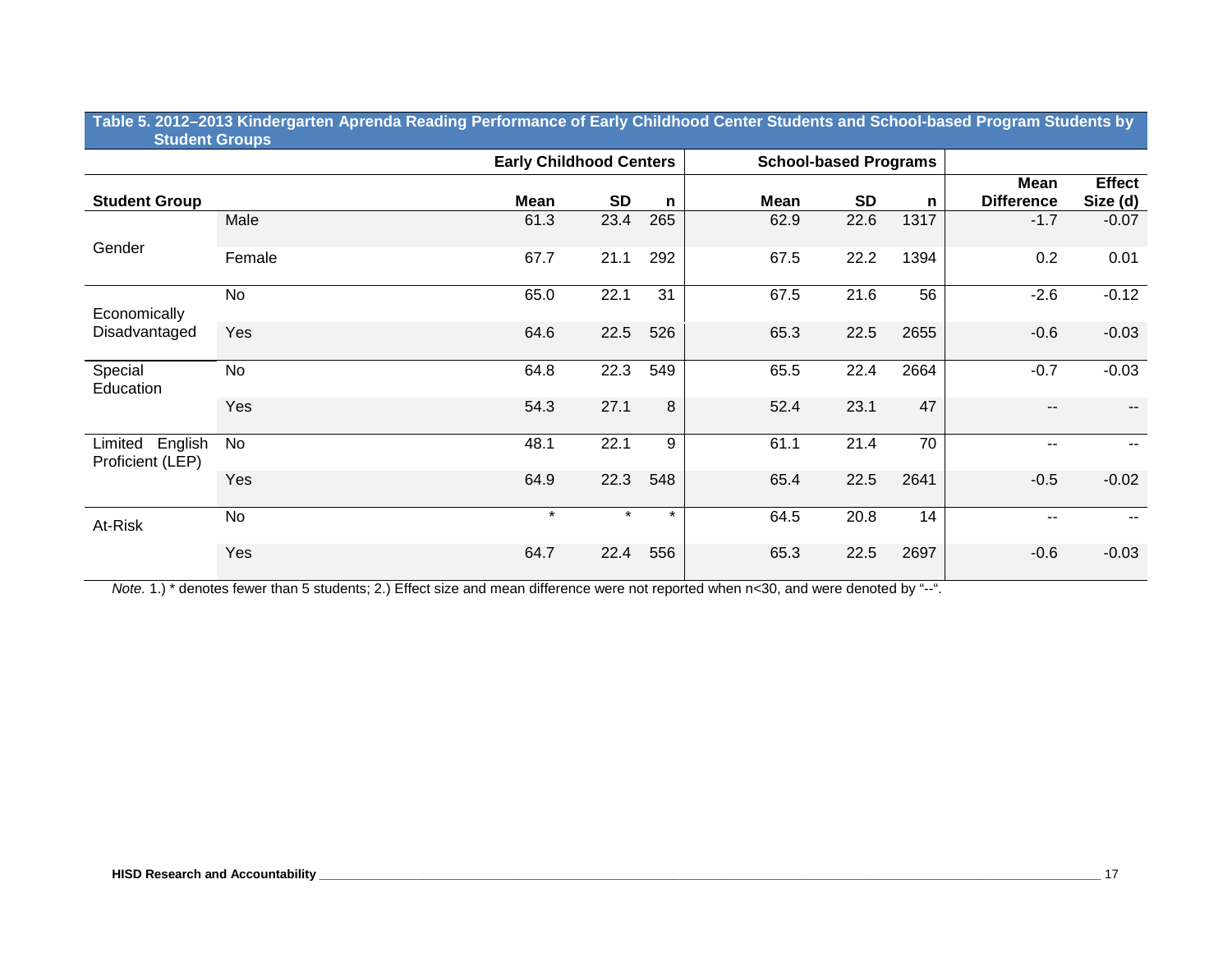**Table 5. 2012–2013 Kindergarten Aprenda Reading Performance of Early Childhood Center Students and School-based Program Students by Student Groups**

| | | Early Childhood Centers | | | School-based Programs | | | | |
|---|---|---|---|---|---|---|---|---|---|
| **Student Group** | | **Mean** | **SD** | **n** | **Mean** | **SD** | **n** | **Mean Difference** | **Effect Size (d)** |
| Gender | Male | 61.3 | 23.4 | 265 | 62.9 | 22.6 | 1317 | -1.7 | -0.07 |
| | Female | 67.7 | 21.1 | 292 | 67.5 | 22.2 | 1394 | 0.2 | 0.01 |
| Economically Disadvantaged | No | 65.0 | 22.1 | 31 | 67.5 | 21.6 | 56 | -2.6 | -0.12 |
| | Yes | 64.6 | 22.5 | 526 | 65.3 | 22.5 | 2655 | -0.6 | -0.03 |
| Special Education | No | 64.8 | 22.3 | 549 | 65.5 | 22.4 | 2664 | -0.7 | -0.03 |
| | Yes | 54.3 | 27.1 | 8 | 52.4 | 23.1 | 47 | -- | -- |
| Limited English Proficient (LEP) | No | 48.1 | 22.1 | 9 | 61.1 | 21.4 | 70 | -- | -- |
| | Yes | 64.9 | 22.3 | 548 | 65.4 | 22.5 | 2641 | -0.5 | -0.02 |
| At-Risk | No | * | * | * | 64.5 | 20.8 | 14 | -- | -- |
| | Yes | 64.7 | 22.4 | 556 | 65.3 | 22.5 | 2697 | -0.6 | -0.03 |

*Note.* 1.) * denotes fewer than 5 students; 2.) Effect size and mean difference were not reported when n<30, and were denoted by "--".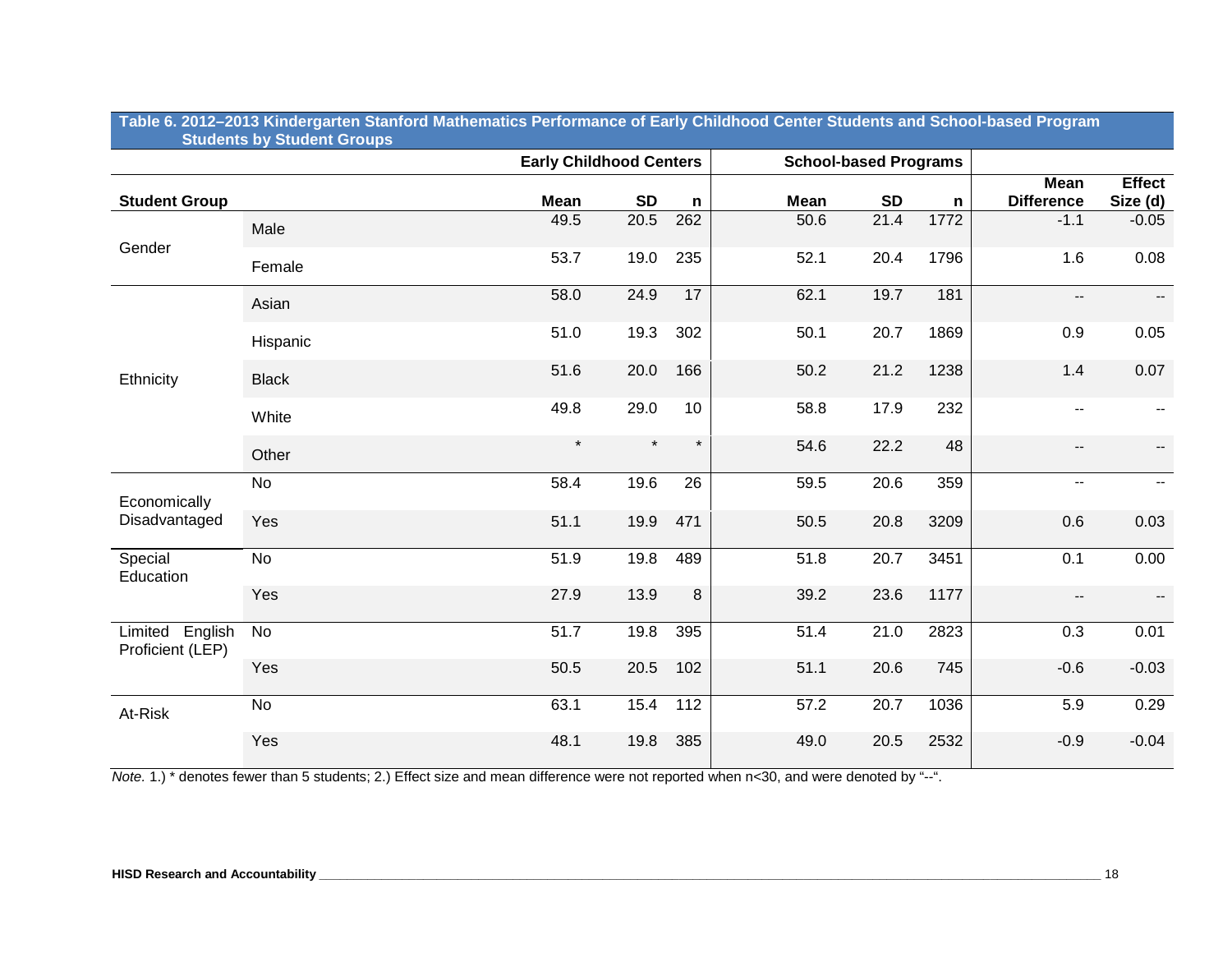**Table 6. 2012–2013 Kindergarten Stanford Mathematics Performance of Early Childhood Center Students and School-based Program Students by Student Groups**

| Student Group | | Early Childhood Centers | | | School-based Programs | | | | |
|---|---|---|---|---|---|---|---|---|---|
| | | Mean | SD | n | Mean | SD | n | Mean Difference | Effect Size (d) |
| Gender | Male | 49.5 | 20.5 | 262 | 50.6 | 21.4 | 1772 | -1.1 | -0.05 |
| | Female | 53.7 | 19.0 | 235 | 52.1 | 20.4 | 1796 | 1.6 | 0.08 |
| Ethnicity | Asian | 58.0 | 24.9 | 17 | 62.1 | 19.7 | 181 | -- | -- |
| | Hispanic | 51.0 | 19.3 | 302 | 50.1 | 20.7 | 1869 | 0.9 | 0.05 |
| | Black | 51.6 | 20.0 | 166 | 50.2 | 21.2 | 1238 | 1.4 | 0.07 |
| | White | 49.8 | 29.0 | 10 | 58.8 | 17.9 | 232 | -- | -- |
| | Other | * | * | * | 54.6 | 22.2 | 48 | -- | -- |
| Economically Disadvantaged | No | 58.4 | 19.6 | 26 | 59.5 | 20.6 | 359 | -- | -- |
| | Yes | 51.1 | 19.9 | 471 | 50.5 | 20.8 | 3209 | 0.6 | 0.03 |
| Special Education | No | 51.9 | 19.8 | 489 | 51.8 | 20.7 | 3451 | 0.1 | 0.00 |
| | Yes | 27.9 | 13.9 | 8 | 39.2 | 23.6 | 1177 | -- | -- |
| Limited English Proficient (LEP) | No | 51.7 | 19.8 | 395 | 51.4 | 21.0 | 2823 | 0.3 | 0.01 |
| | Yes | 50.5 | 20.5 | 102 | 51.1 | 20.6 | 745 | -0.6 | -0.03 |
| At-Risk | No | 63.1 | 15.4 | 112 | 57.2 | 20.7 | 1036 | 5.9 | 0.29 |
| | Yes | 48.1 | 19.8 | 385 | 49.0 | 20.5 | 2532 | -0.9 | -0.04 |

*Note.* 1.) * denotes fewer than 5 students; 2.) Effect size and mean difference were not reported when n<30, and were denoted by "--".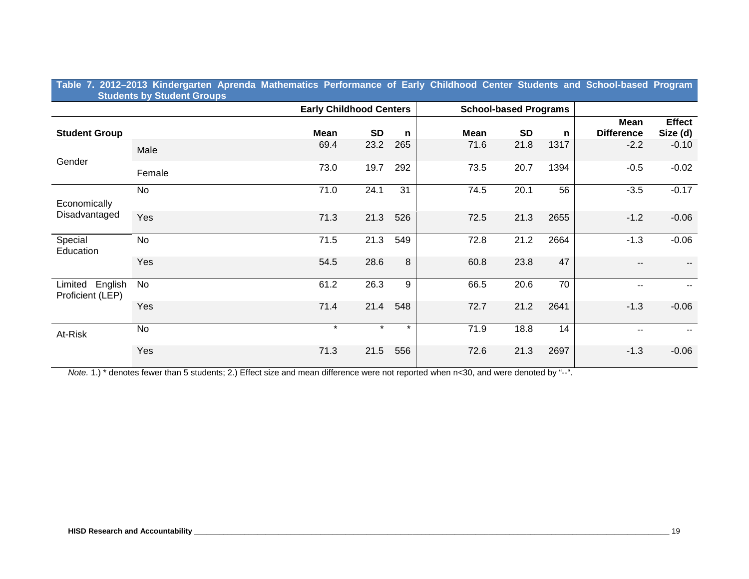**Table 7. 2012–2013 Kindergarten Aprenda Mathematics Performance of Early Childhood Center Students and School-based Program Students by Student Groups**

| | | Early Childhood Centers | | | School-based Programs | | | | |
|---|---|---|---|---|---|---|---|---|---|
| **Student Group** | | **Mean** | **SD** | **n** | **Mean** | **SD** | **n** | **Mean Difference** | **Effect Size (d)** |
| Gender | Male | 69.4 | 23.2 | 265 | 71.6 | 21.8 | 1317 | -2.2 | -0.10 |
| | Female | 73.0 | 19.7 | 292 | 73.5 | 20.7 | 1394 | -0.5 | -0.02 |
| Economically Disadvantaged | No | 71.0 | 24.1 | 31 | 74.5 | 20.1 | 56 | -3.5 | -0.17 |
| | Yes | 71.3 | 21.3 | 526 | 72.5 | 21.3 | 2655 | -1.2 | -0.06 |
| Special Education | No | 71.5 | 21.3 | 549 | 72.8 | 21.2 | 2664 | -1.3 | -0.06 |
| | Yes | 54.5 | 28.6 | 8 | 60.8 | 23.8 | 47 | -- | -- |
| Limited English Proficient (LEP) | No | 61.2 | 26.3 | 9 | 66.5 | 20.6 | 70 | -- | -- |
| | Yes | 71.4 | 21.4 | 548 | 72.7 | 21.2 | 2641 | -1.3 | -0.06 |
| At-Risk | No | * | * | * | 71.9 | 18.8 | 14 | -- | -- |
| | Yes | 71.3 | 21.5 | 556 | 72.6 | 21.3 | 2697 | -1.3 | -0.06 |

*Note.* 1.) * denotes fewer than 5 students; 2.) Effect size and mean difference were not reported when n<30, and were denoted by "--".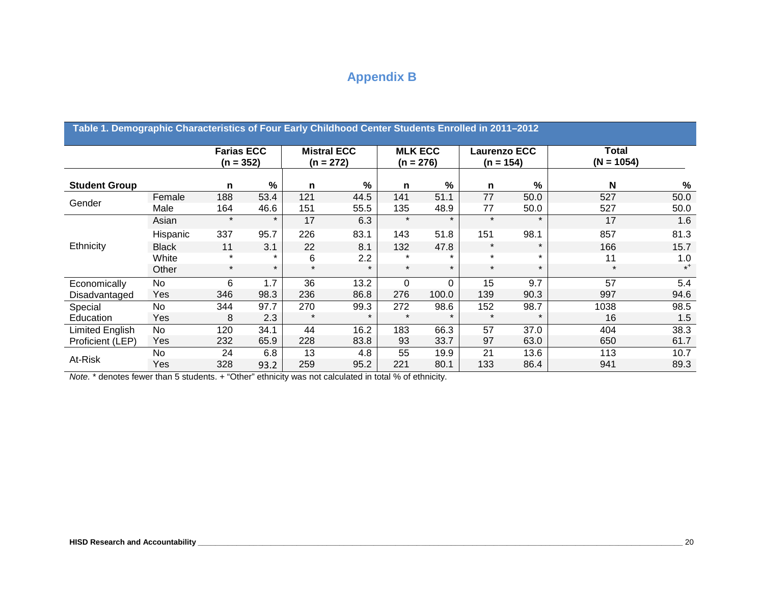# Appendix B

**Table 1. Demographic Characteristics of Four Early Childhood Center Students Enrolled in 2011–2012**

| | | Farias ECC (n = 352) | | Mistral ECC (n = 272) | | MLK ECC (n = 276) | | Laurenzo ECC (n = 154) | | Total (N = 1054) | |
|---|---|---|---|---|---|---|---|---|---|---|---|
| **Student Group** | | **n** | **%** | **n** | **%** | **n** | **%** | **n** | **%** | **N** | **%** |
| Gender | Female | 188 | 53.4 | 121 | 44.5 | 141 | 51.1 | 77 | 50.0 | 527 | 50.0 |
| | Male | 164 | 46.6 | 151 | 55.5 | 135 | 48.9 | 77 | 50.0 | 527 | 50.0 |
| Ethnicity | Asian | * | * | 17 | 6.3 | * | * | * | * | 17 | 1.6 |
| | Hispanic | 337 | 95.7 | 226 | 83.1 | 143 | 51.8 | 151 | 98.1 | 857 | 81.3 |
| | Black | 11 | 3.1 | 22 | 8.1 | 132 | 47.8 | * | * | 166 | 15.7 |
| | White | * | * | 6 | 2.2 | * | * | * | * | 11 | 1.0 |
| | Other | * | * | * | * | * | * | * | * | * | *+ |
| Economically Disadvantaged | No | 6 | 1.7 | 36 | 13.2 | 0 | 0 | 15 | 9.7 | 57 | 5.4 |
| | Yes | 346 | 98.3 | 236 | 86.8 | 276 | 100.0 | 139 | 90.3 | 997 | 94.6 |
| Special Education | No | 344 | 97.7 | 270 | 99.3 | 272 | 98.6 | 152 | 98.7 | 1038 | 98.5 |
| | Yes | 8 | 2.3 | * | * | * | * | * | * | 16 | 1.5 |
| Limited English Proficient (LEP) | No | 120 | 34.1 | 44 | 16.2 | 183 | 66.3 | 57 | 37.0 | 404 | 38.3 |
| | Yes | 232 | 65.9 | 228 | 83.8 | 93 | 33.7 | 97 | 63.0 | 650 | 61.7 |
| At-Risk | No | 24 | 6.8 | 13 | 4.8 | 55 | 19.9 | 21 | 13.6 | 113 | 10.7 |
| | Yes | 328 | 93.2 | 259 | 95.2 | 221 | 80.1 | 133 | 86.4 | 941 | 89.3 |

*Note.* * denotes fewer than 5 students. + "Other" ethnicity was not calculated in total % of ethnicity.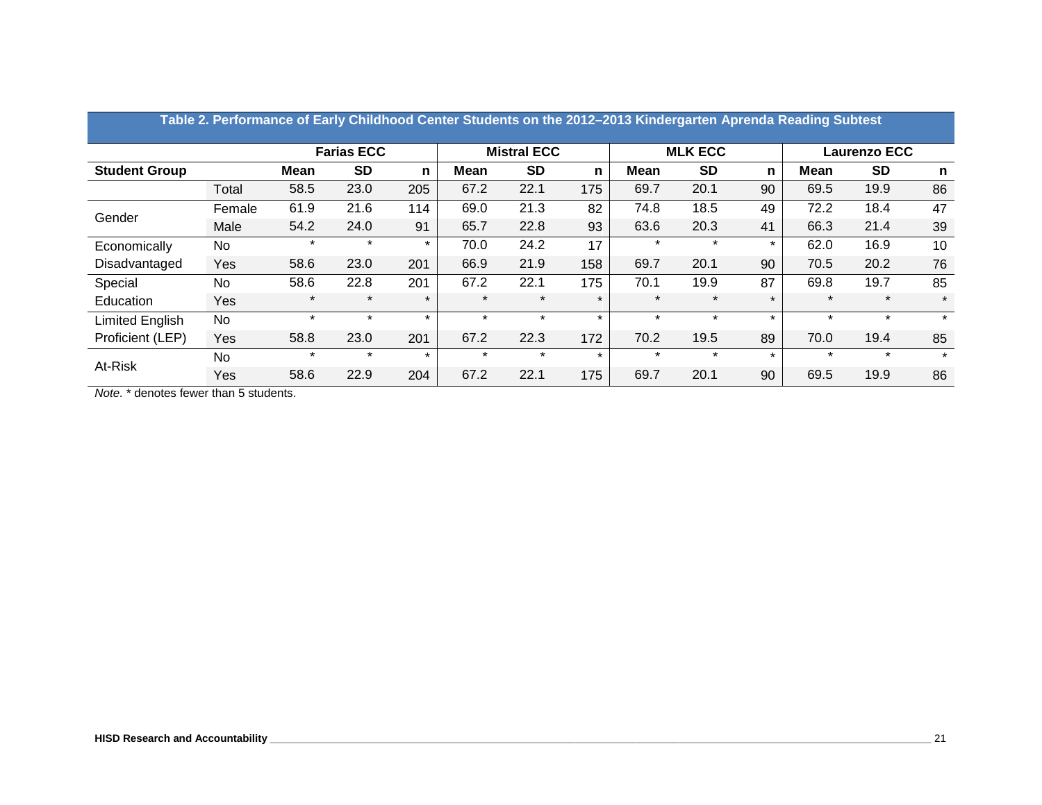**Table 2. Performance of Early Childhood Center Students on the 2012–2013 Kindergarten Aprenda Reading Subtest**

| | | Farias ECC | | | Mistral ECC | | | MLK ECC | | | Laurenzo ECC | | |
|---|---|---|---|---|---|---|---|---|---|---|---|---|---|
| **Student Group** | | **Mean** | **SD** | **n** | **Mean** | **SD** | **n** | **Mean** | **SD** | **n** | **Mean** | **SD** | **n** |
| | Total | 58.5 | 23.0 | 205 | 67.2 | 22.1 | 175 | 69.7 | 20.1 | 90 | 69.5 | 19.9 | 86 |
| Gender | Female | 61.9 | 21.6 | 114 | 69.0 | 21.3 | 82 | 74.8 | 18.5 | 49 | 72.2 | 18.4 | 47 |
| | Male | 54.2 | 24.0 | 91 | 65.7 | 22.8 | 93 | 63.6 | 20.3 | 41 | 66.3 | 21.4 | 39 |
| Economically Disadvantaged | No | * | * | * | 70.0 | 24.2 | 17 | * | * | * | 62.0 | 16.9 | 10 |
| | Yes | 58.6 | 23.0 | 201 | 66.9 | 21.9 | 158 | 69.7 | 20.1 | 90 | 70.5 | 20.2 | 76 |
| Special Education | No | 58.6 | 22.8 | 201 | 67.2 | 22.1 | 175 | 70.1 | 19.9 | 87 | 69.8 | 19.7 | 85 |
| | Yes | * | * | * | * | * | * | * | * | * | * | * | * |
| Limited English Proficient (LEP) | No | * | * | * | * | * | * | * | * | * | * | * | * |
| | Yes | 58.8 | 23.0 | 201 | 67.2 | 22.3 | 172 | 70.2 | 19.5 | 89 | 70.0 | 19.4 | 85 |
| At-Risk | No | * | * | * | * | * | * | * | * | * | * | * | * |
| | Yes | 58.6 | 22.9 | 204 | 67.2 | 22.1 | 175 | 69.7 | 20.1 | 90 | 69.5 | 19.9 | 86 |

*Note.* * denotes fewer than 5 students.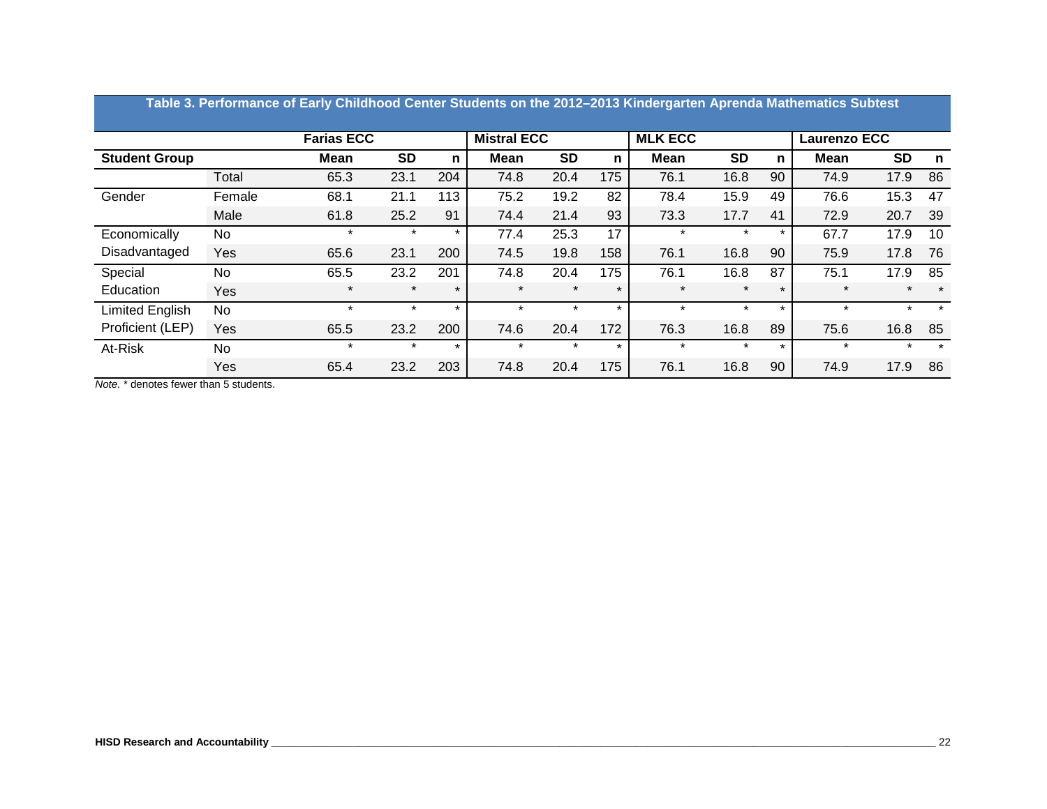**Table 3. Performance of Early Childhood Center Students on the 2012–2013 Kindergarten Aprenda Mathematics Subtest**

| | | Farias ECC | | | Mistral ECC | | | MLK ECC | | | Laurenzo ECC | | |
|---|---|---|---|---|---|---|---|---|---|---|---|---|---|
| **Student Group** | | **Mean** | **SD** | **n** | **Mean** | **SD** | **n** | **Mean** | **SD** | **n** | **Mean** | **SD** | **n** |
| | Total | 65.3 | 23.1 | 204 | 74.8 | 20.4 | 175 | 76.1 | 16.8 | 90 | 74.9 | 17.9 | 86 |
| Gender | Female | 68.1 | 21.1 | 113 | 75.2 | 19.2 | 82 | 78.4 | 15.9 | 49 | 76.6 | 15.3 | 47 |
| | Male | 61.8 | 25.2 | 91 | 74.4 | 21.4 | 93 | 73.3 | 17.7 | 41 | 72.9 | 20.7 | 39 |
| Economically Disadvantaged | No | * | * | * | 77.4 | 25.3 | 17 | * | * | * | 67.7 | 17.9 | 10 |
| | Yes | 65.6 | 23.1 | 200 | 74.5 | 19.8 | 158 | 76.1 | 16.8 | 90 | 75.9 | 17.8 | 76 |
| Special Education | No | 65.5 | 23.2 | 201 | 74.8 | 20.4 | 175 | 76.1 | 16.8 | 87 | 75.1 | 17.9 | 85 |
| | Yes | * | * | * | * | * | * | * | * | * | * | * | * |
| Limited English Proficient (LEP) | No | * | * | * | * | * | * | * | * | * | * | * | * |
| | Yes | 65.5 | 23.2 | 200 | 74.6 | 20.4 | 172 | 76.3 | 16.8 | 89 | 75.6 | 16.8 | 85 |
| At-Risk | No | * | * | * | * | * | * | * | * | * | * | * | * |
| | Yes | 65.4 | 23.2 | 203 | 74.8 | 20.4 | 175 | 76.1 | 16.8 | 90 | 74.9 | 17.9 | 86 |

*Note.* * denotes fewer than 5 students.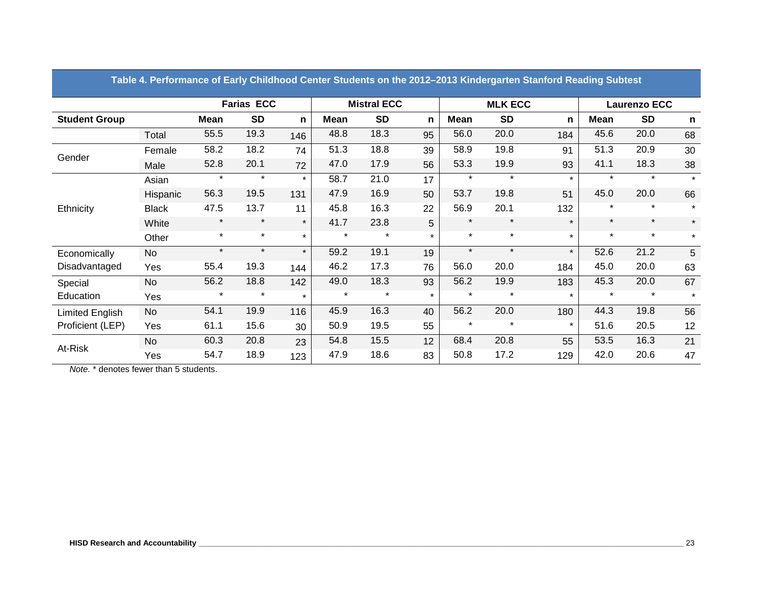**Table 4. Performance of Early Childhood Center Students on the 2012–2013 Kindergarten Stanford Reading Subtest**

| | | Farias ECC | | | Mistral ECC | | | MLK ECC | | | Laurenzo ECC | | |
|---|---|---|---|---|---|---|---|---|---|---|---|---|---|
| **Student Group** | | **Mean** | **SD** | **n** | **Mean** | **SD** | **n** | **Mean** | **SD** | **n** | **Mean** | **SD** | **n** |
| | Total | 55.5 | 19.3 | 146 | 48.8 | 18.3 | 95 | 56.0 | 20.0 | 184 | 45.6 | 20.0 | 68 |
| Gender | Female | 58.2 | 18.2 | 74 | 51.3 | 18.8 | 39 | 58.9 | 19.8 | 91 | 51.3 | 20.9 | 30 |
| | Male | 52.8 | 20.1 | 72 | 47.0 | 17.9 | 56 | 53.3 | 19.9 | 93 | 41.1 | 18.3 | 38 |
| Ethnicity | Asian | * | * | * | 58.7 | 21.0 | 17 | * | * | * | * | * | * |
| | Hispanic | 56.3 | 19.5 | 131 | 47.9 | 16.9 | 50 | 53.7 | 19.8 | 51 | 45.0 | 20.0 | 66 |
| | Black | 47.5 | 13.7 | 11 | 45.8 | 16.3 | 22 | 56.9 | 20.1 | 132 | * | * | * |
| | White | * | * | * | 41.7 | 23.8 | 5 | * | * | * | * | * | * |
| | Other | * | * | * | * | * | * | * | * | * | * | * | * |
| Economically Disadvantaged | No | * | * | * | 59.2 | 19.1 | 19 | * | * | * | 52.6 | 21.2 | 5 |
| | Yes | 55.4 | 19.3 | 144 | 46.2 | 17.3 | 76 | 56.0 | 20.0 | 184 | 45.0 | 20.0 | 63 |
| Special Education | No | 56.2 | 18.8 | 142 | 49.0 | 18.3 | 93 | 56.2 | 19.9 | 183 | 45.3 | 20.0 | 67 |
| | Yes | * | * | * | * | * | * | * | * | * | * | * | * |
| Limited English Proficient (LEP) | No | 54.1 | 19.9 | 116 | 45.9 | 16.3 | 40 | 56.2 | 20.0 | 180 | 44.3 | 19.8 | 56 |
| | Yes | 61.1 | 15.6 | 30 | 50.9 | 19.5 | 55 | * | * | * | 51.6 | 20.5 | 12 |
| At-Risk | No | 60.3 | 20.8 | 23 | 54.8 | 15.5 | 12 | 68.4 | 20.8 | 55 | 53.5 | 16.3 | 21 |
| | Yes | 54.7 | 18.9 | 123 | 47.9 | 18.6 | 83 | 50.8 | 17.2 | 129 | 42.0 | 20.6 | 47 |

*Note.* * denotes fewer than 5 students.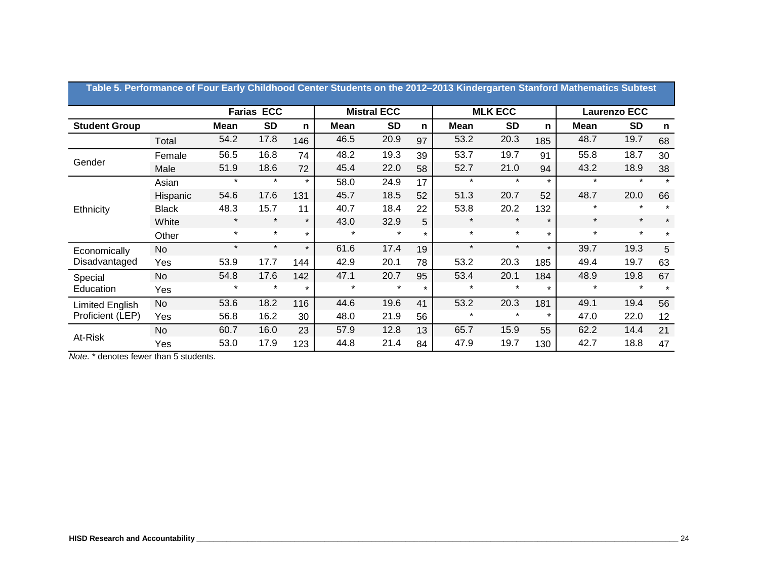**Table 5. Performance of Four Early Childhood Center Students on the 2012–2013 Kindergarten Stanford Mathematics Subtest**

| | | Farias ECC | | | Mistral ECC | | | MLK ECC | | | Laurenzo ECC | | |
|---|---|---|---|---|---|---|---|---|---|---|---|---|---|
| **Student Group** | | **Mean** | **SD** | **n** | **Mean** | **SD** | **n** | **Mean** | **SD** | **n** | **Mean** | **SD** | **n** |
| | Total | 54.2 | 17.8 | 146 | 46.5 | 20.9 | 97 | 53.2 | 20.3 | 185 | 48.7 | 19.7 | 68 |
| Gender | Female | 56.5 | 16.8 | 74 | 48.2 | 19.3 | 39 | 53.7 | 19.7 | 91 | 55.8 | 18.7 | 30 |
| | Male | 51.9 | 18.6 | 72 | 45.4 | 22.0 | 58 | 52.7 | 21.0 | 94 | 43.2 | 18.9 | 38 |
| Ethnicity | Asian | * | * | * | 58.0 | 24.9 | 17 | * | * | * | * | * | * |
| | Hispanic | 54.6 | 17.6 | 131 | 45.7 | 18.5 | 52 | 51.3 | 20.7 | 52 | 48.7 | 20.0 | 66 |
| | Black | 48.3 | 15.7 | 11 | 40.7 | 18.4 | 22 | 53.8 | 20.2 | 132 | * | * | * |
| | White | * | * | * | 43.0 | 32.9 | 5 | * | * | * | * | * | * |
| | Other | * | * | * | * | * | * | * | * | * | * | * | * |
| Economically Disadvantaged | No | * | * | * | 61.6 | 17.4 | 19 | * | * | * | 39.7 | 19.3 | 5 |
| | Yes | 53.9 | 17.7 | 144 | 42.9 | 20.1 | 78 | 53.2 | 20.3 | 185 | 49.4 | 19.7 | 63 |
| Special Education | No | 54.8 | 17.6 | 142 | 47.1 | 20.7 | 95 | 53.4 | 20.1 | 184 | 48.9 | 19.8 | 67 |
| | Yes | * | * | * | * | * | * | * | * | * | * | * | * |
| Limited English Proficient (LEP) | No | 53.6 | 18.2 | 116 | 44.6 | 19.6 | 41 | 53.2 | 20.3 | 181 | 49.1 | 19.4 | 56 |
| | Yes | 56.8 | 16.2 | 30 | 48.0 | 21.9 | 56 | * | * | * | 47.0 | 22.0 | 12 |
| At-Risk | No | 60.7 | 16.0 | 23 | 57.9 | 12.8 | 13 | 65.7 | 15.9 | 55 | 62.2 | 14.4 | 21 |
| | Yes | 53.0 | 17.9 | 123 | 44.8 | 21.4 | 84 | 47.9 | 19.7 | 130 | 42.7 | 18.8 | 47 |

*Note.* * denotes fewer than 5 students.